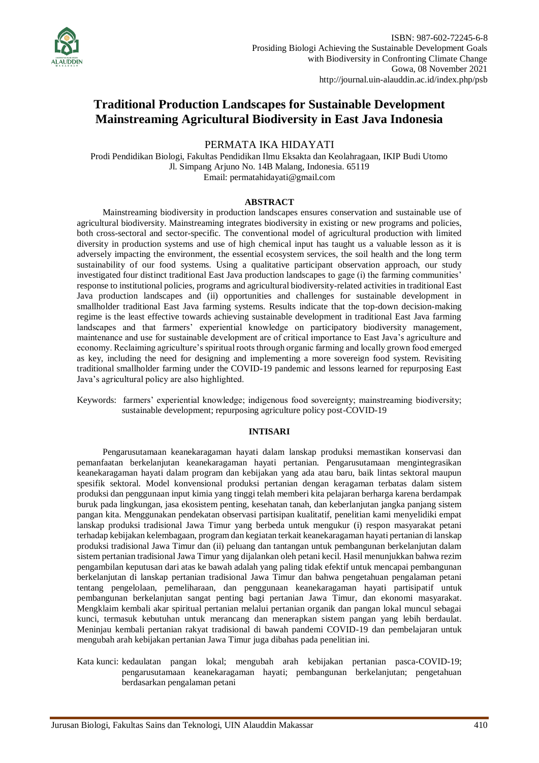# Traditional Production Landscapes for Sustainable Development Mainstreaming Agricultural Biodiversity in East Java Indonesia

PERMATA IKA HIDAYATI

Prodi Pendidikan Biologi, Fakultas Pendidikan Ilmu Eksakta dan Keolahragaan, IKIP Budi Utomo
Jl. Simpang Arjuno No. 14B Malang, Indonesia. 65119
Email: permatahidayati@gmail.com

## ABSTRACT

Mainstreaming biodiversity in production landscapes ensures conservation and sustainable use of agricultural biodiversity. Mainstreaming integrates biodiversity in existing or new programs and policies, both cross-sectoral and sector-specific. The conventional model of agricultural production with limited diversity in production systems and use of high chemical input has taught us a valuable lesson as it is adversely impacting the environment, the essential ecosystem services, the soil health and the long term sustainability of our food systems. Using a qualitative participant observation approach, our study investigated four distinct traditional East Java production landscapes to gage (i) the farming communities' response to institutional policies, programs and agricultural biodiversity-related activities in traditional East Java production landscapes and (ii) opportunities and challenges for sustainable development in smallholder traditional East Java farming systems. Results indicate that the top-down decision-making regime is the least effective towards achieving sustainable development in traditional East Java farming landscapes and that farmers' experiential knowledge on participatory biodiversity management, maintenance and use for sustainable development are of critical importance to East Java's agriculture and economy. Reclaiming agriculture's spiritual roots through organic farming and locally grown food emerged as key, including the need for designing and implementing a more sovereign food system. Revisiting traditional smallholder farming under the COVID-19 pandemic and lessons learned for repurposing East Java's agricultural policy are also highlighted.

Keywords: farmers' experiential knowledge; indigenous food sovereignty; mainstreaming biodiversity; sustainable development; repurposing agriculture policy post-COVID-19

## INTISARI

Pengarusutamaan keanekaragaman hayati dalam lanskap produksi memastikan konservasi dan pemanfaatan berkelanjutan keanekaragaman hayati pertanian. Pengarusutamaan mengintegrasikan keanekaragaman hayati dalam program dan kebijakan yang ada atau baru, baik lintas sektoral maupun spesifik sektoral. Model konvensional produksi pertanian dengan keragaman terbatas dalam sistem produksi dan penggunaan input kimia yang tinggi telah memberi kita pelajaran berharga karena berdampak buruk pada lingkungan, jasa ekosistem penting, kesehatan tanah, dan keberlanjutan jangka panjang sistem pangan kita. Menggunakan pendekatan observasi partisipan kualitatif, penelitian kami menyelidiki empat lanskap produksi tradisional Jawa Timur yang berbeda untuk mengukur (i) respon masyarakat petani terhadap kebijakan kelembagaan, program dan kegiatan terkait keanekaragaman hayati pertanian di lanskap produksi tradisional Jawa Timur dan (ii) peluang dan tantangan untuk pembangunan berkelanjutan dalam sistem pertanian tradisional Jawa Timur yang dijalankan oleh petani kecil. Hasil menunjukkan bahwa rezim pengambilan keputusan dari atas ke bawah adalah yang paling tidak efektif untuk mencapai pembangunan berkelanjutan di lanskap pertanian tradisional Jawa Timur dan bahwa pengetahuan pengalaman petani tentang pengelolaan, pemeliharaan, dan penggunaan keanekaragaman hayati partisipatif untuk pembangunan berkelanjutan sangat penting bagi pertanian Jawa Timur, dan ekonomi masyarakat. Mengklaim kembali akar spiritual pertanian melalui pertanian organik dan pangan lokal muncul sebagai kunci, termasuk kebutuhan untuk merancang dan menerapkan sistem pangan yang lebih berdaulat. Meninjau kembali pertanian rakyat tradisional di bawah pandemi COVID-19 dan pembelajaran untuk mengubah arah kebijakan pertanian Jawa Timur juga dibahas pada penelitian ini.

Kata kunci: kedaulatan pangan lokal; mengubah arah kebijakan pertanian pasca-COVID-19; pengarusutamaan keanekaragaman hayati; pembangunan berkelanjutan; pengetahuan berdasarkan pengalaman petani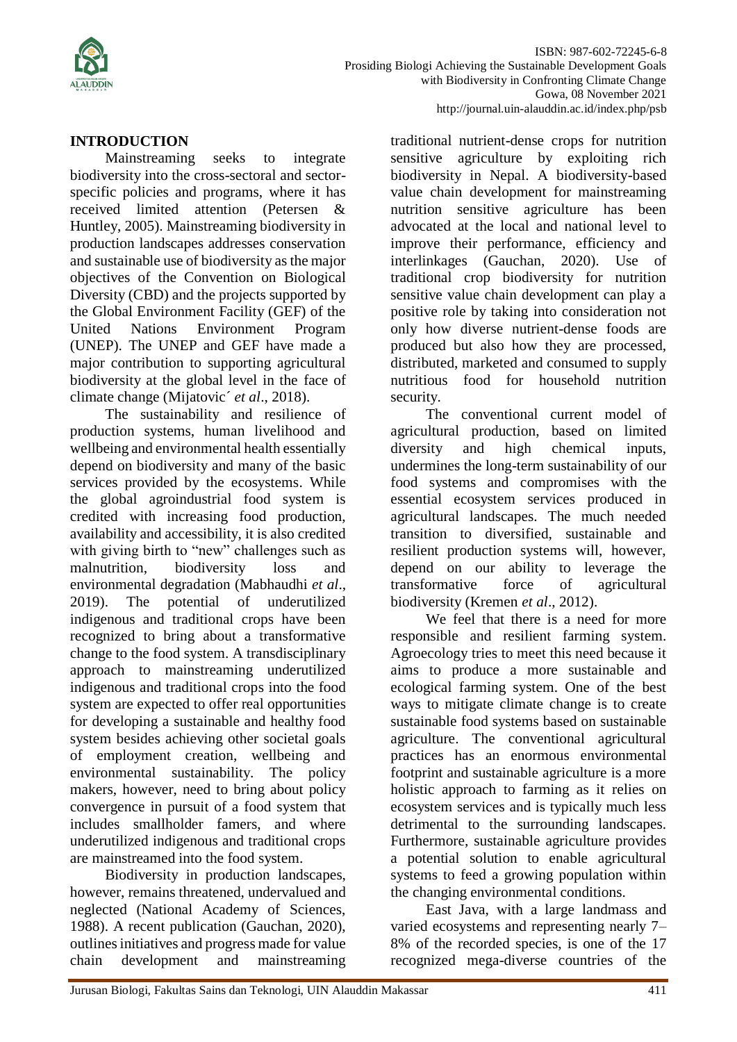## INTRODUCTION

Mainstreaming seeks to integrate biodiversity into the cross-sectoral and sector-specific policies and programs, where it has received limited attention (Petersen & Huntley, 2005). Mainstreaming biodiversity in production landscapes addresses conservation and sustainable use of biodiversity as the major objectives of the Convention on Biological Diversity (CBD) and the projects supported by the Global Environment Facility (GEF) of the United Nations Environment Program (UNEP). The UNEP and GEF have made a major contribution to supporting agricultural biodiversity at the global level in the face of climate change (Mijatovic´ *et al*., 2018).

The sustainability and resilience of production systems, human livelihood and wellbeing and environmental health essentially depend on biodiversity and many of the basic services provided by the ecosystems. While the global agroindustrial food system is credited with increasing food production, availability and accessibility, it is also credited with giving birth to "new" challenges such as malnutrition, biodiversity loss and environmental degradation (Mabhaudhi *et al*., 2019). The potential of underutilized indigenous and traditional crops have been recognized to bring about a transformative change to the food system. A transdisciplinary approach to mainstreaming underutilized indigenous and traditional crops into the food system are expected to offer real opportunities for developing a sustainable and healthy food system besides achieving other societal goals of employment creation, wellbeing and environmental sustainability. The policy makers, however, need to bring about policy convergence in pursuit of a food system that includes smallholder famers, and where underutilized indigenous and traditional crops are mainstreamed into the food system.

Biodiversity in production landscapes, however, remains threatened, undervalued and neglected (National Academy of Sciences, 1988). A recent publication (Gauchan, 2020), outlines initiatives and progress made for value chain development and mainstreaming traditional nutrient-dense crops for nutrition sensitive agriculture by exploiting rich biodiversity in Nepal. A biodiversity-based value chain development for mainstreaming nutrition sensitive agriculture has been advocated at the local and national level to improve their performance, efficiency and interlinkages (Gauchan, 2020). Use of traditional crop biodiversity for nutrition sensitive value chain development can play a positive role by taking into consideration not only how diverse nutrient-dense foods are produced but also how they are processed, distributed, marketed and consumed to supply nutritious food for household nutrition security.

The conventional current model of agricultural production, based on limited diversity and high chemical inputs, undermines the long-term sustainability of our food systems and compromises with the essential ecosystem services produced in agricultural landscapes. The much needed transition to diversified, sustainable and resilient production systems will, however, depend on our ability to leverage the transformative force of agricultural biodiversity (Kremen *et al*., 2012).

We feel that there is a need for more responsible and resilient farming system. Agroecology tries to meet this need because it aims to produce a more sustainable and ecological farming system. One of the best ways to mitigate climate change is to create sustainable food systems based on sustainable agriculture. The conventional agricultural practices has an enormous environmental footprint and sustainable agriculture is a more holistic approach to farming as it relies on ecosystem services and is typically much less detrimental to the surrounding landscapes. Furthermore, sustainable agriculture provides a potential solution to enable agricultural systems to feed a growing population within the changing environmental conditions.

East Java, with a large landmass and varied ecosystems and representing nearly 7–8% of the recorded species, is one of the 17 recognized mega-diverse countries of the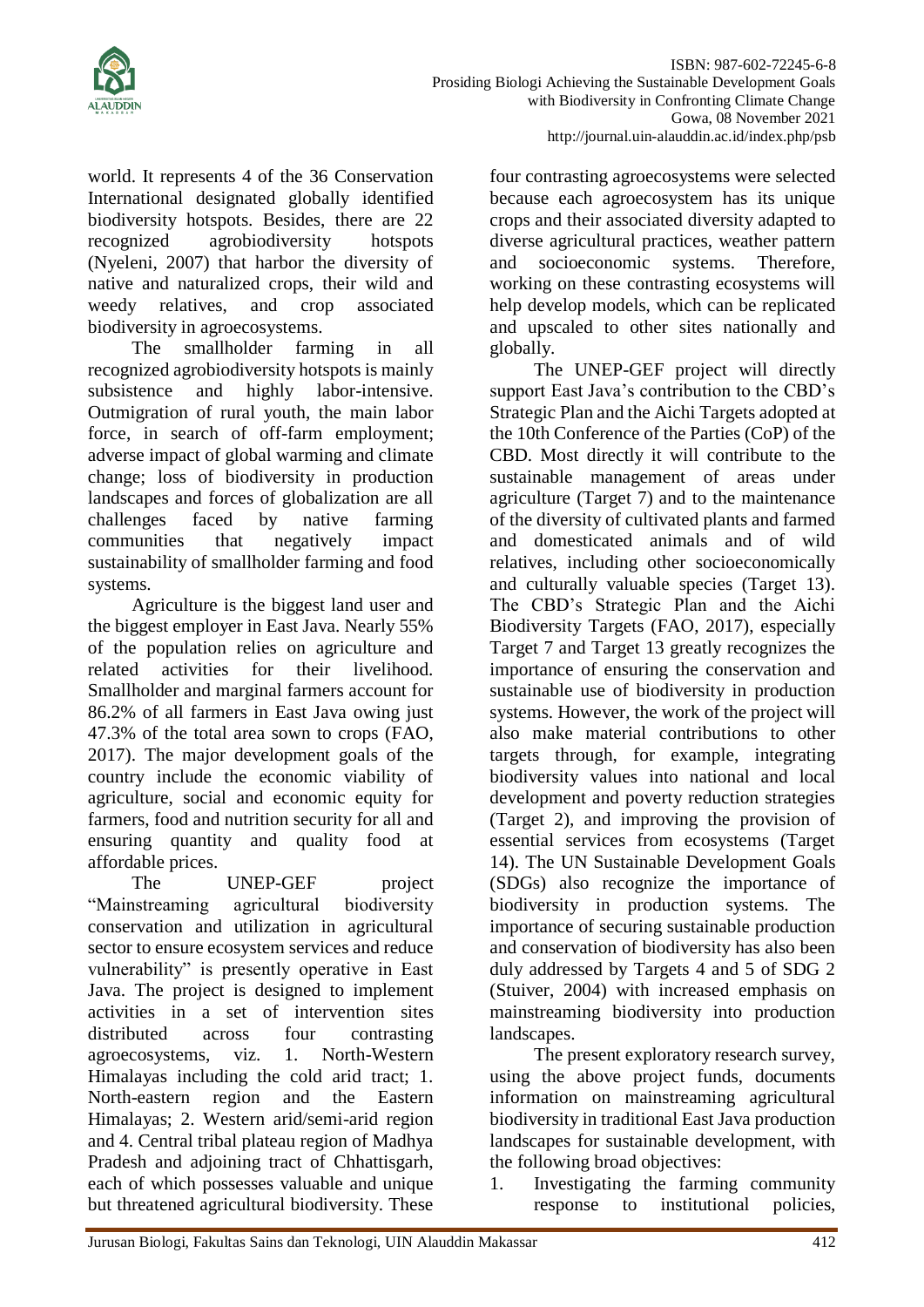world. It represents 4 of the 36 Conservation International designated globally identified biodiversity hotspots. Besides, there are 22 recognized agrobiodiversity hotspots (Nyeleni, 2007) that harbor the diversity of native and naturalized crops, their wild and weedy relatives, and crop associated biodiversity in agroecosystems.

The smallholder farming in all recognized agrobiodiversity hotspots is mainly subsistence and highly labor-intensive. Outmigration of rural youth, the main labor force, in search of off-farm employment; adverse impact of global warming and climate change; loss of biodiversity in production landscapes and forces of globalization are all challenges faced by native farming communities that negatively impact sustainability of smallholder farming and food systems.

Agriculture is the biggest land user and the biggest employer in East Java. Nearly 55% of the population relies on agriculture and related activities for their livelihood. Smallholder and marginal farmers account for 86.2% of all farmers in East Java owing just 47.3% of the total area sown to crops (FAO, 2017). The major development goals of the country include the economic viability of agriculture, social and economic equity for farmers, food and nutrition security for all and ensuring quantity and quality food at affordable prices.

The UNEP-GEF project "Mainstreaming agricultural biodiversity conservation and utilization in agricultural sector to ensure ecosystem services and reduce vulnerability" is presently operative in East Java. The project is designed to implement activities in a set of intervention sites distributed across four contrasting agroecosystems, viz. 1. North-Western Himalayas including the cold arid tract; 1. North-eastern region and the Eastern Himalayas; 2. Western arid/semi-arid region and 4. Central tribal plateau region of Madhya Pradesh and adjoining tract of Chhattisgarh, each of which possesses valuable and unique but threatened agricultural biodiversity. These four contrasting agroecosystems were selected because each agroecosystem has its unique crops and their associated diversity adapted to diverse agricultural practices, weather pattern and socioeconomic systems. Therefore, working on these contrasting ecosystems will help develop models, which can be replicated and upscaled to other sites nationally and globally.

The UNEP-GEF project will directly support East Java's contribution to the CBD's Strategic Plan and the Aichi Targets adopted at the 10th Conference of the Parties (CoP) of the CBD. Most directly it will contribute to the sustainable management of areas under agriculture (Target 7) and to the maintenance of the diversity of cultivated plants and farmed and domesticated animals and of wild relatives, including other socioeconomically and culturally valuable species (Target 13). The CBD's Strategic Plan and the Aichi Biodiversity Targets (FAO, 2017), especially Target 7 and Target 13 greatly recognizes the importance of ensuring the conservation and sustainable use of biodiversity in production systems. However, the work of the project will also make material contributions to other targets through, for example, integrating biodiversity values into national and local development and poverty reduction strategies (Target 2), and improving the provision of essential services from ecosystems (Target 14). The UN Sustainable Development Goals (SDGs) also recognize the importance of biodiversity in production systems. The importance of securing sustainable production and conservation of biodiversity has also been duly addressed by Targets 4 and 5 of SDG 2 (Stuiver, 2004) with increased emphasis on mainstreaming biodiversity into production landscapes.

The present exploratory research survey, using the above project funds, documents information on mainstreaming agricultural biodiversity in traditional East Java production landscapes for sustainable development, with the following broad objectives:

1. Investigating the farming community response to institutional policies,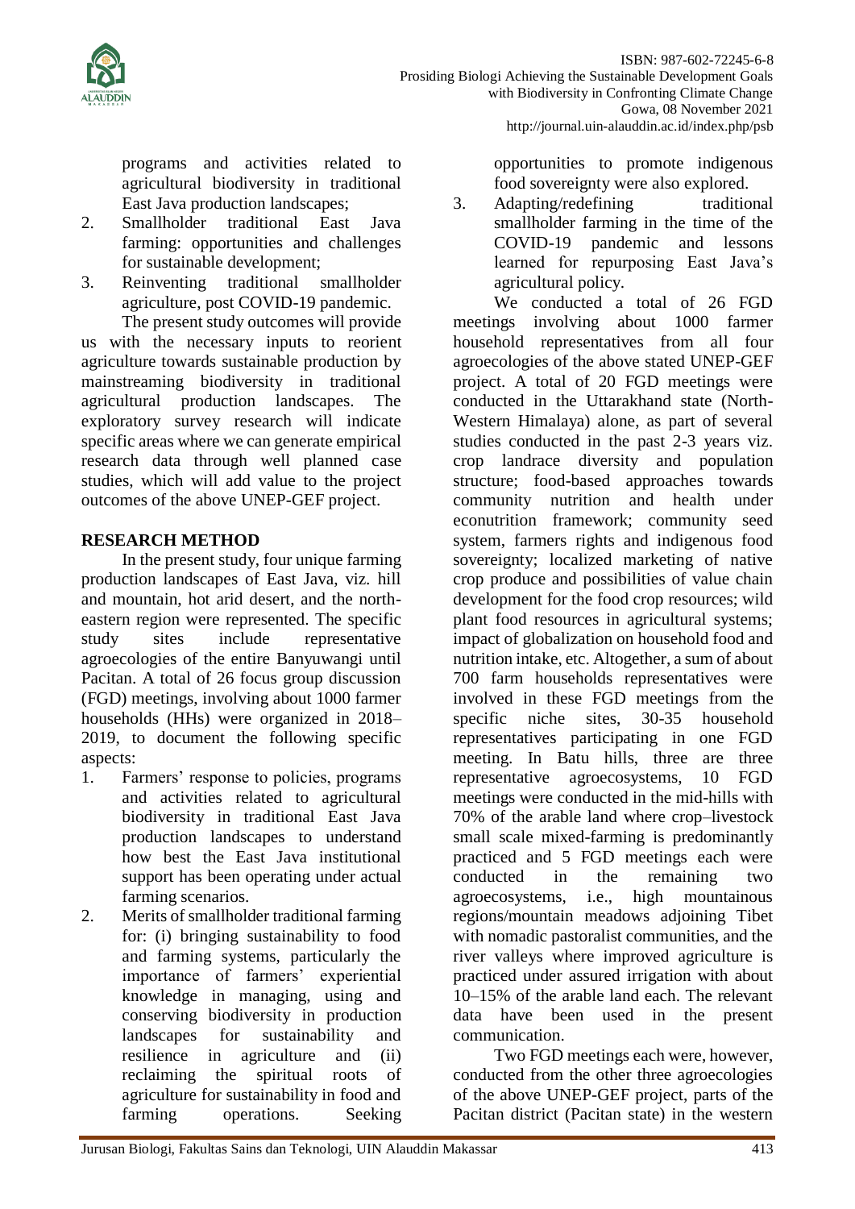programs and activities related to agricultural biodiversity in traditional East Java production landscapes;

2. Smallholder traditional East Java farming: opportunities and challenges for sustainable development;
3. Reinventing traditional smallholder agriculture, post COVID-19 pandemic.

The present study outcomes will provide us with the necessary inputs to reorient agriculture towards sustainable production by mainstreaming biodiversity in traditional agricultural production landscapes. The exploratory survey research will indicate specific areas where we can generate empirical research data through well planned case studies, which will add value to the project outcomes of the above UNEP-GEF project.

## RESEARCH METHOD

In the present study, four unique farming production landscapes of East Java, viz. hill and mountain, hot arid desert, and the north-eastern region were represented. The specific study sites include representative agroecologies of the entire Banyuwangi until Pacitan. A total of 26 focus group discussion (FGD) meetings, involving about 1000 farmer households (HHs) were organized in 2018–2019, to document the following specific aspects:

1. Farmers' response to policies, programs and activities related to agricultural biodiversity in traditional East Java production landscapes to understand how best the East Java institutional support has been operating under actual farming scenarios.
2. Merits of smallholder traditional farming for: (i) bringing sustainability to food and farming systems, particularly the importance of farmers' experiential knowledge in managing, using and conserving biodiversity in production landscapes for sustainability and resilience in agriculture and (ii) reclaiming the spiritual roots of agriculture for sustainability in food and farming operations. Seeking opportunities to promote indigenous food sovereignty were also explored.
3. Adapting/redefining traditional smallholder farming in the time of the COVID-19 pandemic and lessons learned for repurposing East Java's agricultural policy.

We conducted a total of 26 FGD meetings involving about 1000 farmer household representatives from all four agroecologies of the above stated UNEP-GEF project. A total of 20 FGD meetings were conducted in the Uttarakhand state (North-Western Himalaya) alone, as part of several studies conducted in the past 2-3 years viz. crop landrace diversity and population structure; food-based approaches towards community nutrition and health under econutrition framework; community seed system, farmers rights and indigenous food sovereignty; localized marketing of native crop produce and possibilities of value chain development for the food crop resources; wild plant food resources in agricultural systems; impact of globalization on household food and nutrition intake, etc. Altogether, a sum of about 700 farm households representatives were involved in these FGD meetings from the specific niche sites, 30-35 household representatives participating in one FGD meeting. In Batu hills, three are three representative agroecosystems, 10 FGD meetings were conducted in the mid-hills with 70% of the arable land where crop–livestock small scale mixed-farming is predominantly practiced and 5 FGD meetings each were conducted in the remaining two agroecosystems, i.e., high mountainous regions/mountain meadows adjoining Tibet with nomadic pastoralist communities, and the river valleys where improved agriculture is practiced under assured irrigation with about 10–15% of the arable land each. The relevant data have been used in the present communication.

Two FGD meetings each were, however, conducted from the other three agroecologies of the above UNEP-GEF project, parts of the Pacitan district (Pacitan state) in the western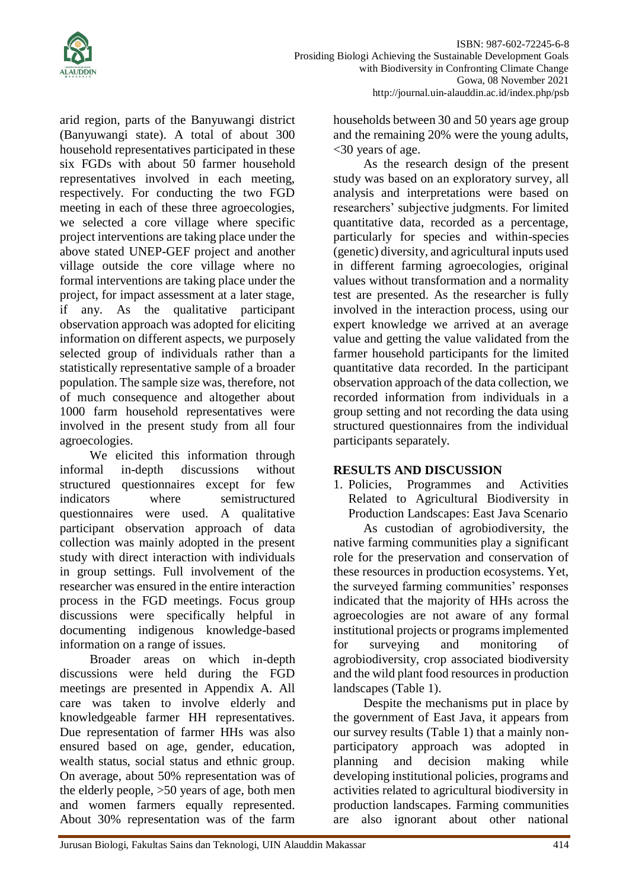arid region, parts of the Banyuwangi district (Banyuwangi state). A total of about 300 household representatives participated in these six FGDs with about 50 farmer household representatives involved in each meeting, respectively. For conducting the two FGD meeting in each of these three agroecologies, we selected a core village where specific project interventions are taking place under the above stated UNEP-GEF project and another village outside the core village where no formal interventions are taking place under the project, for impact assessment at a later stage, if any. As the qualitative participant observation approach was adopted for eliciting information on different aspects, we purposely selected group of individuals rather than a statistically representative sample of a broader population. The sample size was, therefore, not of much consequence and altogether about 1000 farm household representatives were involved in the present study from all four agroecologies.

We elicited this information through informal in-depth discussions without structured questionnaires except for few indicators where semistructured questionnaires were used. A qualitative participant observation approach of data collection was mainly adopted in the present study with direct interaction with individuals in group settings. Full involvement of the researcher was ensured in the entire interaction process in the FGD meetings. Focus group discussions were specifically helpful in documenting indigenous knowledge-based information on a range of issues.

Broader areas on which in-depth discussions were held during the FGD meetings are presented in Appendix A. All care was taken to involve elderly and knowledgeable farmer HH representatives. Due representation of farmer HHs was also ensured based on age, gender, education, wealth status, social status and ethnic group. On average, about 50% representation was of the elderly people, >50 years of age, both men and women farmers equally represented. About 30% representation was of the farm households between 30 and 50 years age group and the remaining 20% were the young adults, <30 years of age.

As the research design of the present study was based on an exploratory survey, all analysis and interpretations were based on researchers' subjective judgments. For limited quantitative data, recorded as a percentage, particularly for species and within-species (genetic) diversity, and agricultural inputs used in different farming agroecologies, original values without transformation and a normality test are presented. As the researcher is fully involved in the interaction process, using our expert knowledge we arrived at an average value and getting the value validated from the farmer household participants for the limited quantitative data recorded. In the participant observation approach of the data collection, we recorded information from individuals in a group setting and not recording the data using structured questionnaires from the individual participants separately.

## RESULTS AND DISCUSSION

### 1. Policies, Programmes and Activities Related to Agricultural Biodiversity in Production Landscapes: East Java Scenario

As custodian of agrobiodiversity, the native farming communities play a significant role for the preservation and conservation of these resources in production ecosystems. Yet, the surveyed farming communities' responses indicated that the majority of HHs across the agroecologies are not aware of any formal institutional projects or programs implemented for surveying and monitoring of agrobiodiversity, crop associated biodiversity and the wild plant food resources in production landscapes (Table 1).

Despite the mechanisms put in place by the government of East Java, it appears from our survey results (Table 1) that a mainly non-participatory approach was adopted in planning and decision making while developing institutional policies, programs and activities related to agricultural biodiversity in production landscapes. Farming communities are also ignorant about other national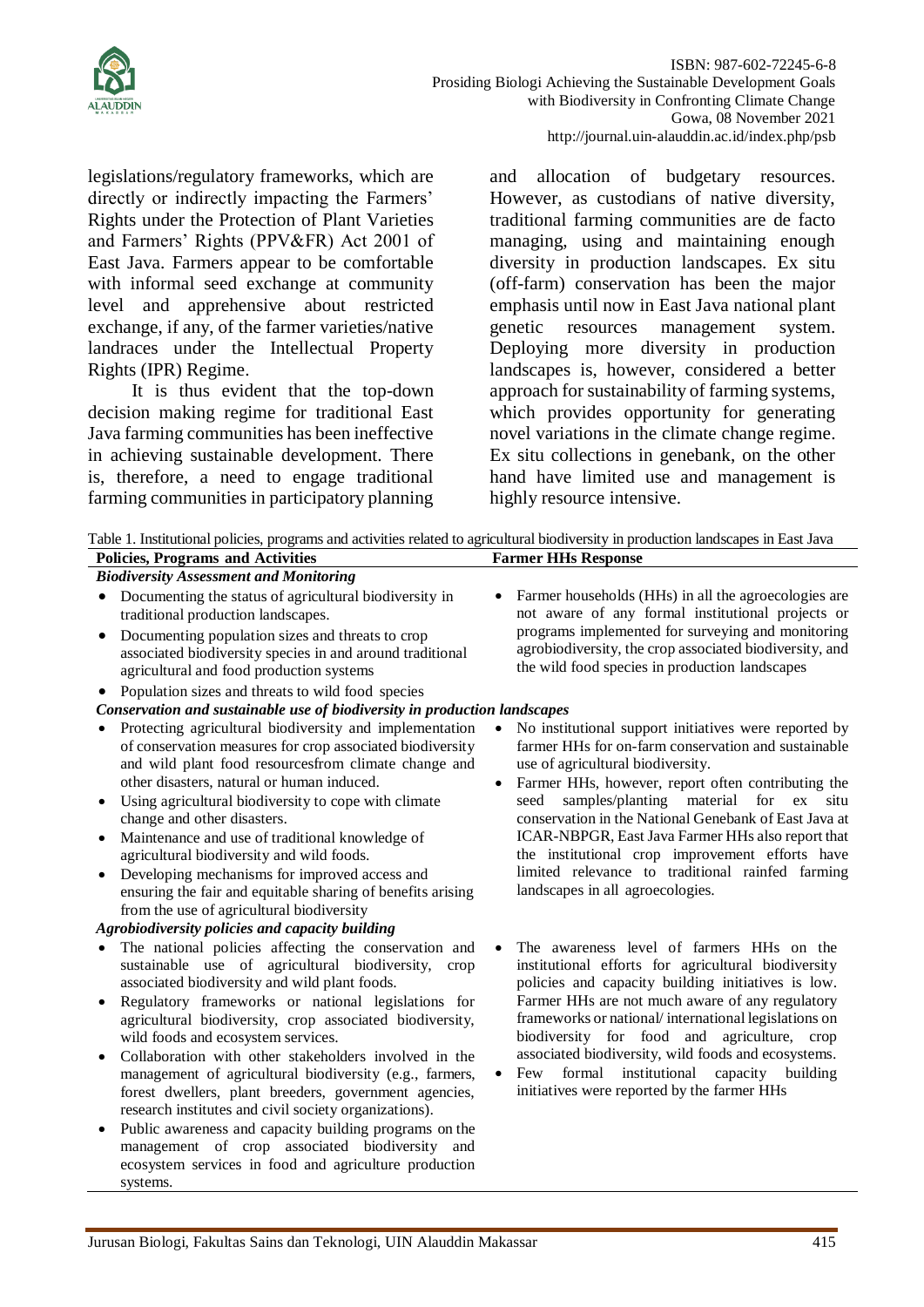legislations/regulatory frameworks, which are directly or indirectly impacting the Farmers' Rights under the Protection of Plant Varieties and Farmers' Rights (PPV&FR) Act 2001 of East Java. Farmers appear to be comfortable with informal seed exchange at community level and apprehensive about restricted exchange, if any, of the farmer varieties/native landraces under the Intellectual Property Rights (IPR) Regime.

It is thus evident that the top-down decision making regime for traditional East Java farming communities has been ineffective in achieving sustainable development. There is, therefore, a need to engage traditional farming communities in participatory planning and allocation of budgetary resources. However, as custodians of native diversity, traditional farming communities are de facto managing, using and maintaining enough diversity in production landscapes. Ex situ (off-farm) conservation has been the major emphasis until now in East Java national plant genetic resources management system. Deploying more diversity in production landscapes is, however, considered a better approach for sustainability of farming systems, which provides opportunity for generating novel variations in the climate change regime. Ex situ collections in genebank, on the other hand have limited use and management is highly resource intensive.

Table 1. Institutional policies, programs and activities related to agricultural biodiversity in production landscapes in East Java

| Policies, Programs and Activities | Farmer HHs Response |
|---|---|
| ***Biodiversity Assessment and Monitoring*** | |
| • Documenting the status of agricultural biodiversity in traditional production landscapes.<br>• Documenting population sizes and threats to crop associated biodiversity species in and around traditional agricultural and food production systems<br>• Population sizes and threats to wild food species | • Farmer households (HHs) in all the agroecologies are not aware of any formal institutional projects or programs implemented for surveying and monitoring agrobiodiversity, the crop associated biodiversity, and the wild food species in production landscapes |
| ***Conservation and sustainable use of biodiversity in production landscapes*** | |
| • Protecting agricultural biodiversity and implementation of conservation measures for crop associated biodiversity and wild plant food resourcesfrom climate change and other disasters, natural or human induced.<br>• Using agricultural biodiversity to cope with climate change and other disasters.<br>• Maintenance and use of traditional knowledge of agricultural biodiversity and wild foods.<br>• Developing mechanisms for improved access and ensuring the fair and equitable sharing of benefits arising from the use of agricultural biodiversity | • No institutional support initiatives were reported by farmer HHs for on-farm conservation and sustainable use of agricultural biodiversity.<br>• Farmer HHs, however, report often contributing the seed samples/planting material for ex situ conservation in the National Genebank of East Java at ICAR-NBPGR, East Java Farmer HHs also report that the institutional crop improvement efforts have limited relevance to traditional rainfed farming landscapes in all agroecologies. |
| ***Agrobiodiversity policies and capacity building*** | |
| • The national policies affecting the conservation and sustainable use of agricultural biodiversity, crop associated biodiversity and wild plant foods.<br>• Regulatory frameworks or national legislations for agricultural biodiversity, crop associated biodiversity, wild foods and ecosystem services.<br>• Collaboration with other stakeholders involved in the management of agricultural biodiversity (e.g., farmers, forest dwellers, plant breeders, government agencies, research institutes and civil society organizations).<br>• Public awareness and capacity building programs on the management of crop associated biodiversity and ecosystem services in food and agriculture production systems. | • The awareness level of farmers HHs on the institutional efforts for agricultural biodiversity policies and capacity building initiatives is low. Farmer HHs are not much aware of any regulatory frameworks or national/ international legislations on biodiversity for food and agriculture, crop associated biodiversity, wild foods and ecosystems.<br>• Few formal institutional capacity building initiatives were reported by the farmer HHs |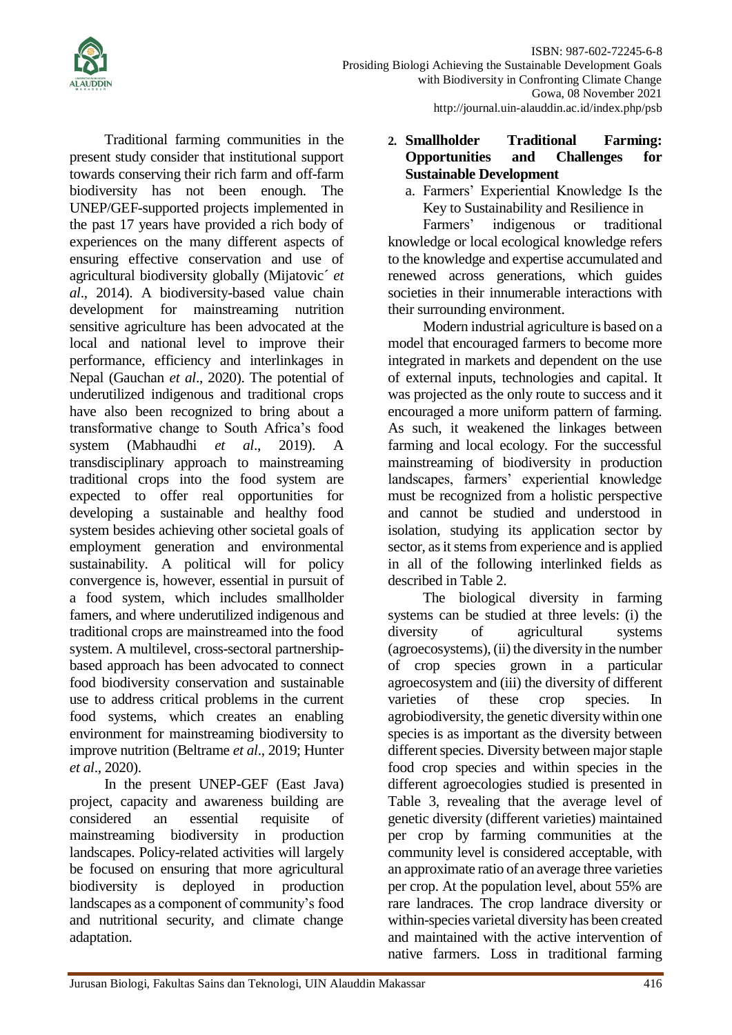Traditional farming communities in the present study consider that institutional support towards conserving their rich farm and off-farm biodiversity has not been enough. The UNEP/GEF-supported projects implemented in the past 17 years have provided a rich body of experiences on the many different aspects of ensuring effective conservation and use of agricultural biodiversity globally (Mijatović *et al*., 2014). A biodiversity-based value chain development for mainstreaming nutrition sensitive agriculture has been advocated at the local and national level to improve their performance, efficiency and interlinkages in Nepal (Gauchan *et al*., 2020). The potential of underutilized indigenous and traditional crops have also been recognized to bring about a transformative change to South Africa's food system (Mabhaudhi *et al*., 2019). A transdisciplinary approach to mainstreaming traditional crops into the food system are expected to offer real opportunities for developing a sustainable and healthy food system besides achieving other societal goals of employment generation and environmental sustainability. A political will for policy convergence is, however, essential in pursuit of a food system, which includes smallholder famers, and where underutilized indigenous and traditional crops are mainstreamed into the food system. A multilevel, cross-sectoral partnership-based approach has been advocated to connect food biodiversity conservation and sustainable use to address critical problems in the current food systems, which creates an enabling environment for mainstreaming biodiversity to improve nutrition (Beltrame *et al*., 2019; Hunter *et al*., 2020).

In the present UNEP-GEF (East Java) project, capacity and awareness building are considered an essential requisite of mainstreaming biodiversity in production landscapes. Policy-related activities will largely be focused on ensuring that more agricultural biodiversity is deployed in production landscapes as a component of community's food and nutritional security, and climate change adaptation.

## 2. Smallholder Traditional Farming: Opportunities and Challenges for Sustainable Development

### a. Farmers' Experiential Knowledge Is the Key to Sustainability and Resilience in

Farmers' indigenous or traditional knowledge or local ecological knowledge refers to the knowledge and expertise accumulated and renewed across generations, which guides societies in their innumerable interactions with their surrounding environment.

Modern industrial agriculture is based on a model that encouraged farmers to become more integrated in markets and dependent on the use of external inputs, technologies and capital. It was projected as the only route to success and it encouraged a more uniform pattern of farming. As such, it weakened the linkages between farming and local ecology. For the successful mainstreaming of biodiversity in production landscapes, farmers' experiential knowledge must be recognized from a holistic perspective and cannot be studied and understood in isolation, studying its application sector by sector, as it stems from experience and is applied in all of the following interlinked fields as described in Table 2.

The biological diversity in farming systems can be studied at three levels: (i) the diversity of agricultural systems (agroecosystems), (ii) the diversity in the number of crop species grown in a particular agroecosystem and (iii) the diversity of different varieties of these crop species. In agrobiodiversity, the genetic diversity within one species is as important as the diversity between different species. Diversity between major staple food crop species and within species in the different agroecologies studied is presented in Table 3, revealing that the average level of genetic diversity (different varieties) maintained per crop by farming communities at the community level is considered acceptable, with an approximate ratio of an average three varieties per crop. At the population level, about 55% are rare landraces. The crop landrace diversity or within-species varietal diversity has been created and maintained with the active intervention of native farmers. Loss in traditional farming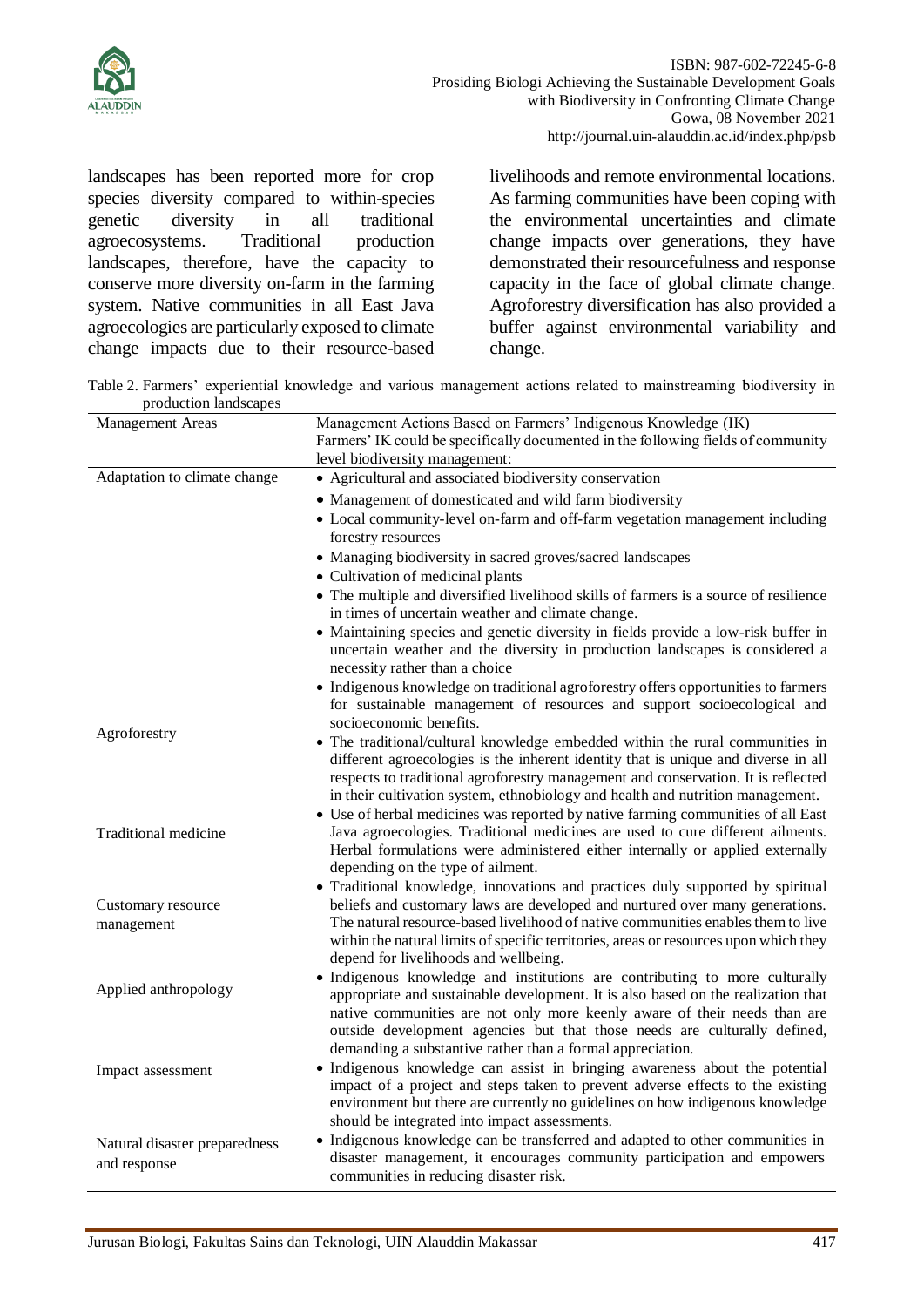landscapes has been reported more for crop species diversity compared to within-species genetic diversity in all traditional agroecosystems. Traditional production landscapes, therefore, have the capacity to conserve more diversity on-farm in the farming system. Native communities in all East Java agroecologies are particularly exposed to climate change impacts due to their resource-based livelihoods and remote environmental locations. As farming communities have been coping with the environmental uncertainties and climate change impacts over generations, they have demonstrated their resourcefulness and response capacity in the face of global climate change. Agroforestry diversification has also provided a buffer against environmental variability and change.

Table 2. Farmers' experiential knowledge and various management actions related to mainstreaming biodiversity in production landscapes

| Management Areas | Management Actions Based on Farmers' Indigenous Knowledge (IK) Farmers' IK could be specifically documented in the following fields of community level biodiversity management: |
|---|---|
| Adaptation to climate change | • Agricultural and associated biodiversity conservation<br>• Management of domesticated and wild farm biodiversity<br>• Local community-level on-farm and off-farm vegetation management including forestry resources<br>• Managing biodiversity in sacred groves/sacred landscapes<br>• Cultivation of medicinal plants<br>• The multiple and diversified livelihood skills of farmers is a source of resilience in times of uncertain weather and climate change.<br>• Maintaining species and genetic diversity in fields provide a low-risk buffer in uncertain weather and the diversity in production landscapes is considered a necessity rather than a choice |
| Agroforestry | • Indigenous knowledge on traditional agroforestry offers opportunities to farmers for sustainable management of resources and support socioecological and socioeconomic benefits.<br>• The traditional/cultural knowledge embedded within the rural communities in different agroecologies is the inherent identity that is unique and diverse in all respects to traditional agroforestry management and conservation. It is reflected in their cultivation system, ethnobiology and health and nutrition management. |
| Traditional medicine | • Use of herbal medicines was reported by native farming communities of all East Java agroecologies. Traditional medicines are used to cure different ailments. Herbal formulations were administered either internally or applied externally depending on the type of ailment. |
| Customary resource management | • Traditional knowledge, innovations and practices duly supported by spiritual beliefs and customary laws are developed and nurtured over many generations. The natural resource-based livelihood of native communities enables them to live within the natural limits of specific territories, areas or resources upon which they depend for livelihoods and wellbeing. |
| Applied anthropology | • Indigenous knowledge and institutions are contributing to more culturally appropriate and sustainable development. It is also based on the realization that native communities are not only more keenly aware of their needs than are outside development agencies but that those needs are culturally defined, demanding a substantive rather than a formal appreciation. |
| Impact assessment | • Indigenous knowledge can assist in bringing awareness about the potential impact of a project and steps taken to prevent adverse effects to the existing environment but there are currently no guidelines on how indigenous knowledge should be integrated into impact assessments. |
| Natural disaster preparedness and response | • Indigenous knowledge can be transferred and adapted to other communities in disaster management, it encourages community participation and empowers communities in reducing disaster risk. |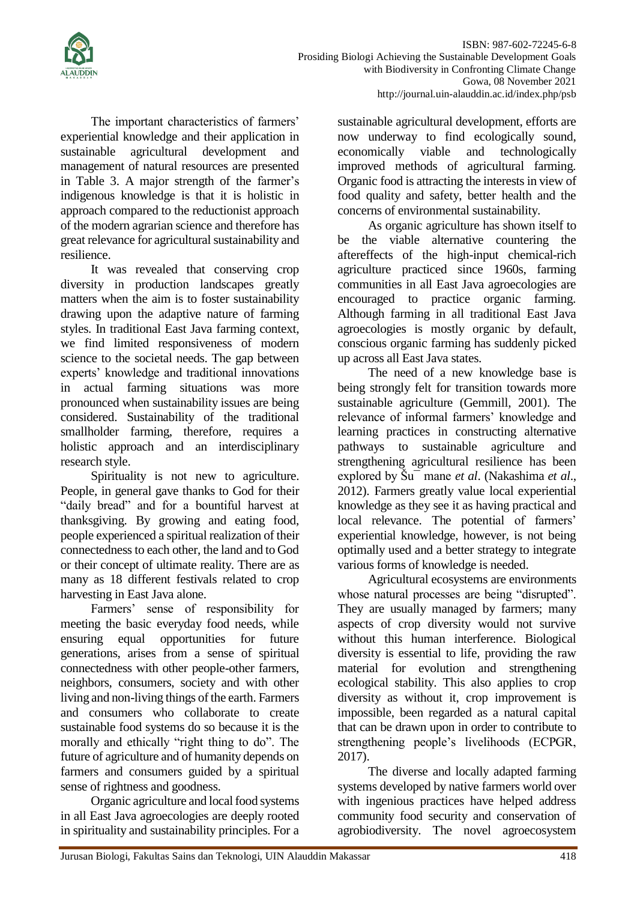The important characteristics of farmers' experiential knowledge and their application in sustainable agricultural development and management of natural resources are presented in Table 3. A major strength of the farmer's indigenous knowledge is that it is holistic in approach compared to the reductionist approach of the modern agrarian science and therefore has great relevance for agricultural sustainability and resilience.

It was revealed that conserving crop diversity in production landscapes greatly matters when the aim is to foster sustainability drawing upon the adaptive nature of farming styles. In traditional East Java farming context, we find limited responsiveness of modern science to the societal needs. The gap between experts' knowledge and traditional innovations in actual farming situations was more pronounced when sustainability issues are being considered. Sustainability of the traditional smallholder farming, therefore, requires a holistic approach and an interdisciplinary research style.

Spirituality is not new to agriculture. People, in general gave thanks to God for their "daily bread" and for a bountiful harvest at thanksgiving. By growing and eating food, people experienced a spiritual realization of their connectedness to each other, the land and to God or their concept of ultimate reality. There are as many as 18 different festivals related to crop harvesting in East Java alone.

Farmers' sense of responsibility for meeting the basic everyday food needs, while ensuring equal opportunities for future generations, arises from a sense of spiritual connectedness with other people-other farmers, neighbors, consumers, society and with other living and non-living things of the earth. Farmers and consumers who collaborate to create sustainable food systems do so because it is the morally and ethically "right thing to do". The future of agriculture and of humanity depends on farmers and consumers guided by a spiritual sense of rightness and goodness.

Organic agriculture and local food systems in all East Java agroecologies are deeply rooted in spirituality and sustainability principles. For a sustainable agricultural development, efforts are now underway to find ecologically sound, economically viable and technologically improved methods of agricultural farming. Organic food is attracting the interests in view of food quality and safety, better health and the concerns of environmental sustainability.

As organic agriculture has shown itself to be the viable alternative countering the aftereffects of the high-input chemical-rich agriculture practiced since 1960s, farming communities in all East Java agroecologies are encouraged to practice organic farming. Although farming in all traditional East Java agroecologies is mostly organic by default, conscious organic farming has suddenly picked up across all East Java states.

The need of a new knowledge base is being strongly felt for transition towards more sustainable agriculture (Gemmill, 2001). The relevance of informal farmers' knowledge and learning practices in constructing alternative pathways to sustainable agriculture and strengthening agricultural resilience has been explored by Šu¯mane *et al*. (Nakashima *et al*., 2012). Farmers greatly value local experiential knowledge as they see it as having practical and local relevance. The potential of farmers' experiential knowledge, however, is not being optimally used and a better strategy to integrate various forms of knowledge is needed.

Agricultural ecosystems are environments whose natural processes are being "disrupted". They are usually managed by farmers; many aspects of crop diversity would not survive without this human interference. Biological diversity is essential to life, providing the raw material for evolution and strengthening ecological stability. This also applies to crop diversity as without it, crop improvement is impossible, been regarded as a natural capital that can be drawn upon in order to contribute to strengthening people's livelihoods (ECPGR, 2017).

The diverse and locally adapted farming systems developed by native farmers world over with ingenious practices have helped address community food security and conservation of agrobiodiversity. The novel agroecosystem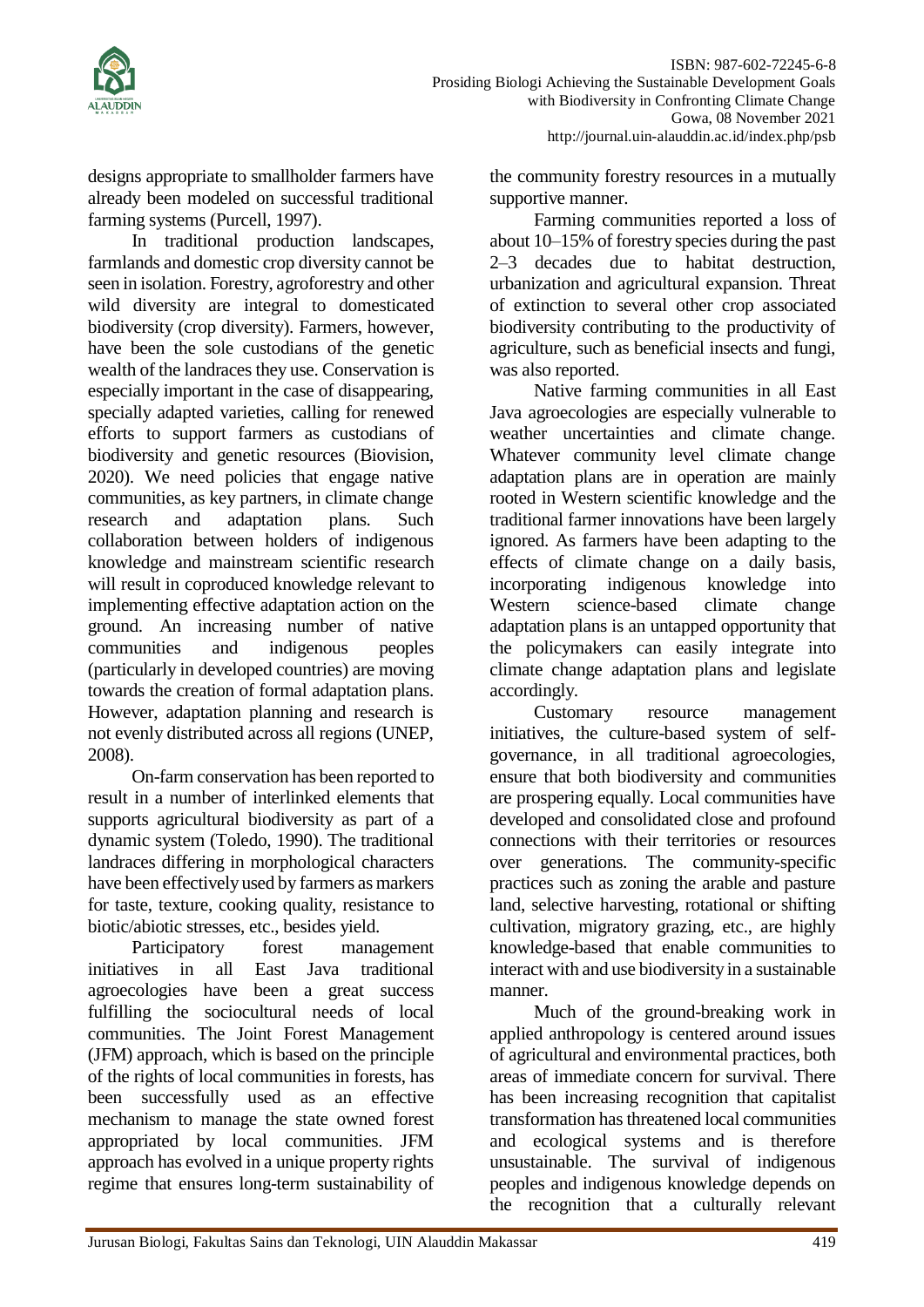designs appropriate to smallholder farmers have already been modeled on successful traditional farming systems (Purcell, 1997).

In traditional production landscapes, farmlands and domestic crop diversity cannot be seen in isolation. Forestry, agroforestry and other wild diversity are integral to domesticated biodiversity (crop diversity). Farmers, however, have been the sole custodians of the genetic wealth of the landraces they use. Conservation is especially important in the case of disappearing, specially adapted varieties, calling for renewed efforts to support farmers as custodians of biodiversity and genetic resources (Biovision, 2020). We need policies that engage native communities, as key partners, in climate change research and adaptation plans. Such collaboration between holders of indigenous knowledge and mainstream scientific research will result in coproduced knowledge relevant to implementing effective adaptation action on the ground. An increasing number of native communities and indigenous peoples (particularly in developed countries) are moving towards the creation of formal adaptation plans. However, adaptation planning and research is not evenly distributed across all regions (UNEP, 2008).

On-farm conservation has been reported to result in a number of interlinked elements that supports agricultural biodiversity as part of a dynamic system (Toledo, 1990). The traditional landraces differing in morphological characters have been effectively used by farmers as markers for taste, texture, cooking quality, resistance to biotic/abiotic stresses, etc., besides yield.

Participatory forest management initiatives in all East Java traditional agroecologies have been a great success fulfilling the sociocultural needs of local communities. The Joint Forest Management (JFM) approach, which is based on the principle of the rights of local communities in forests, has been successfully used as an effective mechanism to manage the state owned forest appropriated by local communities. JFM approach has evolved in a unique property rights regime that ensures long-term sustainability of the community forestry resources in a mutually supportive manner.

Farming communities reported a loss of about 10–15% of forestry species during the past 2–3 decades due to habitat destruction, urbanization and agricultural expansion. Threat of extinction to several other crop associated biodiversity contributing to the productivity of agriculture, such as beneficial insects and fungi, was also reported.

Native farming communities in all East Java agroecologies are especially vulnerable to weather uncertainties and climate change. Whatever community level climate change adaptation plans are in operation are mainly rooted in Western scientific knowledge and the traditional farmer innovations have been largely ignored. As farmers have been adapting to the effects of climate change on a daily basis, incorporating indigenous knowledge into Western science-based climate change adaptation plans is an untapped opportunity that the policymakers can easily integrate into climate change adaptation plans and legislate accordingly.

Customary resource management initiatives, the culture-based system of self-governance, in all traditional agroecologies, ensure that both biodiversity and communities are prospering equally. Local communities have developed and consolidated close and profound connections with their territories or resources over generations. The community-specific practices such as zoning the arable and pasture land, selective harvesting, rotational or shifting cultivation, migratory grazing, etc., are highly knowledge-based that enable communities to interact with and use biodiversity in a sustainable manner.

Much of the ground-breaking work in applied anthropology is centered around issues of agricultural and environmental practices, both areas of immediate concern for survival. There has been increasing recognition that capitalist transformation has threatened local communities and ecological systems and is therefore unsustainable. The survival of indigenous peoples and indigenous knowledge depends on the recognition that a culturally relevant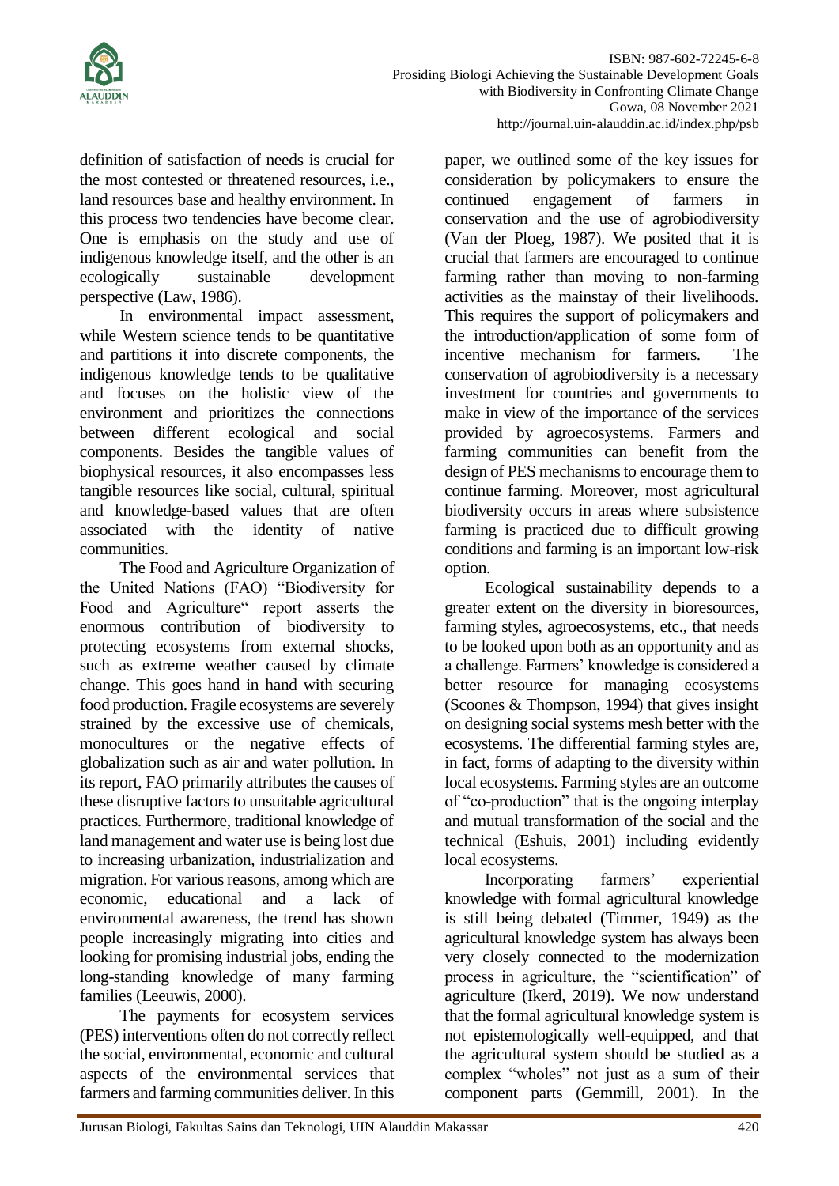definition of satisfaction of needs is crucial for the most contested or threatened resources, i.e., land resources base and healthy environment. In this process two tendencies have become clear. One is emphasis on the study and use of indigenous knowledge itself, and the other is an ecologically sustainable development perspective (Law, 1986).

In environmental impact assessment, while Western science tends to be quantitative and partitions it into discrete components, the indigenous knowledge tends to be qualitative and focuses on the holistic view of the environment and prioritizes the connections between different ecological and social components. Besides the tangible values of biophysical resources, it also encompasses less tangible resources like social, cultural, spiritual and knowledge-based values that are often associated with the identity of native communities.

The Food and Agriculture Organization of the United Nations (FAO) "Biodiversity for Food and Agriculture" report asserts the enormous contribution of biodiversity to protecting ecosystems from external shocks, such as extreme weather caused by climate change. This goes hand in hand with securing food production. Fragile ecosystems are severely strained by the excessive use of chemicals, monocultures or the negative effects of globalization such as air and water pollution. In its report, FAO primarily attributes the causes of these disruptive factors to unsuitable agricultural practices. Furthermore, traditional knowledge of land management and water use is being lost due to increasing urbanization, industrialization and migration. For various reasons, among which are economic, educational and a lack of environmental awareness, the trend has shown people increasingly migrating into cities and looking for promising industrial jobs, ending the long-standing knowledge of many farming families (Leeuwis, 2000).

The payments for ecosystem services (PES) interventions often do not correctly reflect the social, environmental, economic and cultural aspects of the environmental services that farmers and farming communities deliver. In this paper, we outlined some of the key issues for consideration by policymakers to ensure the continued engagement of farmers in conservation and the use of agrobiodiversity (Van der Ploeg, 1987). We posited that it is crucial that farmers are encouraged to continue farming rather than moving to non-farming activities as the mainstay of their livelihoods. This requires the support of policymakers and the introduction/application of some form of incentive mechanism for farmers. The conservation of agrobiodiversity is a necessary investment for countries and governments to make in view of the importance of the services provided by agroecosystems. Farmers and farming communities can benefit from the design of PES mechanisms to encourage them to continue farming. Moreover, most agricultural biodiversity occurs in areas where subsistence farming is practiced due to difficult growing conditions and farming is an important low-risk option.

Ecological sustainability depends to a greater extent on the diversity in bioresources, farming styles, agroecosystems, etc., that needs to be looked upon both as an opportunity and as a challenge. Farmers' knowledge is considered a better resource for managing ecosystems (Scoones & Thompson, 1994) that gives insight on designing social systems mesh better with the ecosystems. The differential farming styles are, in fact, forms of adapting to the diversity within local ecosystems. Farming styles are an outcome of "co-production" that is the ongoing interplay and mutual transformation of the social and the technical (Eshuis, 2001) including evidently local ecosystems.

Incorporating farmers' experiential knowledge with formal agricultural knowledge is still being debated (Timmer, 1949) as the agricultural knowledge system has always been very closely connected to the modernization process in agriculture, the "scientification" of agriculture (Ikerd, 2019). We now understand that the formal agricultural knowledge system is not epistemologically well-equipped, and that the agricultural system should be studied as a complex "wholes" not just as a sum of their component parts (Gemmill, 2001). In the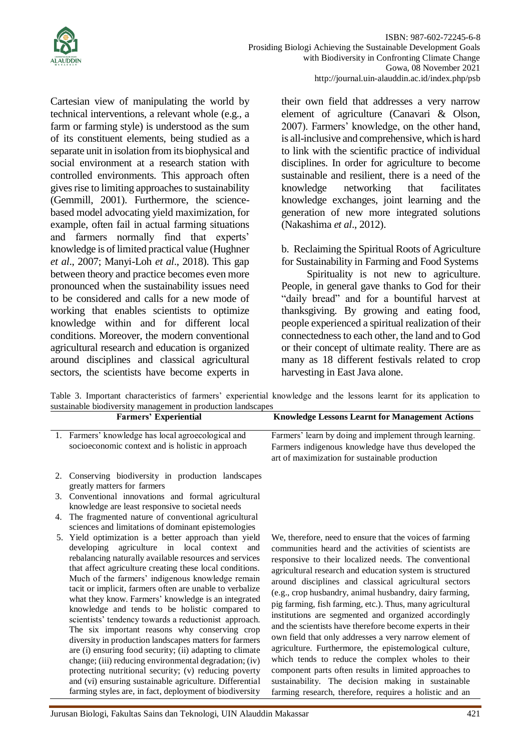Cartesian view of manipulating the world by technical interventions, a relevant whole (e.g., a farm or farming style) is understood as the sum of its constituent elements, being studied as a separate unit in isolation from its biophysical and social environment at a research station with controlled environments. This approach often gives rise to limiting approaches to sustainability (Gemmill, 2001). Furthermore, the science-based model advocating yield maximization, for example, often fail in actual farming situations and farmers normally find that experts' knowledge is of limited practical value (Hughner *et al*., 2007; Manyi-Loh *et al*., 2018). This gap between theory and practice becomes even more pronounced when the sustainability issues need to be considered and calls for a new mode of working that enables scientists to optimize knowledge within and for different local conditions. Moreover, the modern conventional agricultural research and education is organized around disciplines and classical agricultural sectors, the scientists have become experts in their own field that addresses a very narrow element of agriculture (Canavari & Olson, 2007). Farmers' knowledge, on the other hand, is all-inclusive and comprehensive, which is hard to link with the scientific practice of individual disciplines. In order for agriculture to become sustainable and resilient, there is a need of the knowledge networking that facilitates knowledge exchanges, joint learning and the generation of new more integrated solutions (Nakashima *et al*., 2012).

b. Reclaiming the Spiritual Roots of Agriculture for Sustainability in Farming and Food Systems

Spirituality is not new to agriculture. People, in general gave thanks to God for their "daily bread" and for a bountiful harvest at thanksgiving. By growing and eating food, people experienced a spiritual realization of their connectedness to each other, the land and to God or their concept of ultimate reality. There are as many as 18 different festivals related to crop harvesting in East Java alone.

Table 3. Important characteristics of farmers' experiential knowledge and the lessons learnt for its application to sustainable biodiversity management in production landscapes

| Farmers' Experiential | Knowledge Lessons Learnt for Management Actions |
|---|---|
| 1. Farmers' knowledge has local agroecological and socioeconomic context and is holistic in approach | Farmers' learn by doing and implement through learning. Farmers indigenous knowledge have thus developed the art of maximization for sustainable production |
| 2. Conserving biodiversity in production landscapes greatly matters for farmers<br>3. Conventional innovations and formal agricultural knowledge are least responsive to societal needs<br>4. The fragmented nature of conventional agricultural sciences and limitations of dominant epistemologies<br>5. Yield optimization is a better approach than yield developing agriculture in local context and rebalancing naturally available resources and services that affect agriculture creating these local conditions. Much of the farmers' indigenous knowledge remain tacit or implicit, farmers often are unable to verbalize what they know. Farmers' knowledge is an integrated knowledge and tends to be holistic compared to scientists' tendency towards a reductionist approach. The six important reasons why conserving crop diversity in production landscapes matters for farmers are (i) ensuring food security; (ii) adapting to climate change; (iii) reducing environmental degradation; (iv) protecting nutritional security; (v) reducing poverty and (vi) ensuring sustainable agriculture. Differential farming styles are, in fact, deployment of biodiversity | We, therefore, need to ensure that the voices of farming communities heard and the activities of scientists are responsive to their localized needs. The conventional agricultural research and education system is structured around disciplines and classical agricultural sectors (e.g., crop husbandry, animal husbandry, dairy farming, pig farming, fish farming, etc.). Thus, many agricultural institutions are segmented and organized accordingly and the scientists have therefore become experts in their own field that only addresses a very narrow element of agriculture. Furthermore, the epistemological culture, which tends to reduce the complex wholes to their component parts often results in limited approaches to sustainability. The decision making in sustainable farming research, therefore, requires a holistic and an |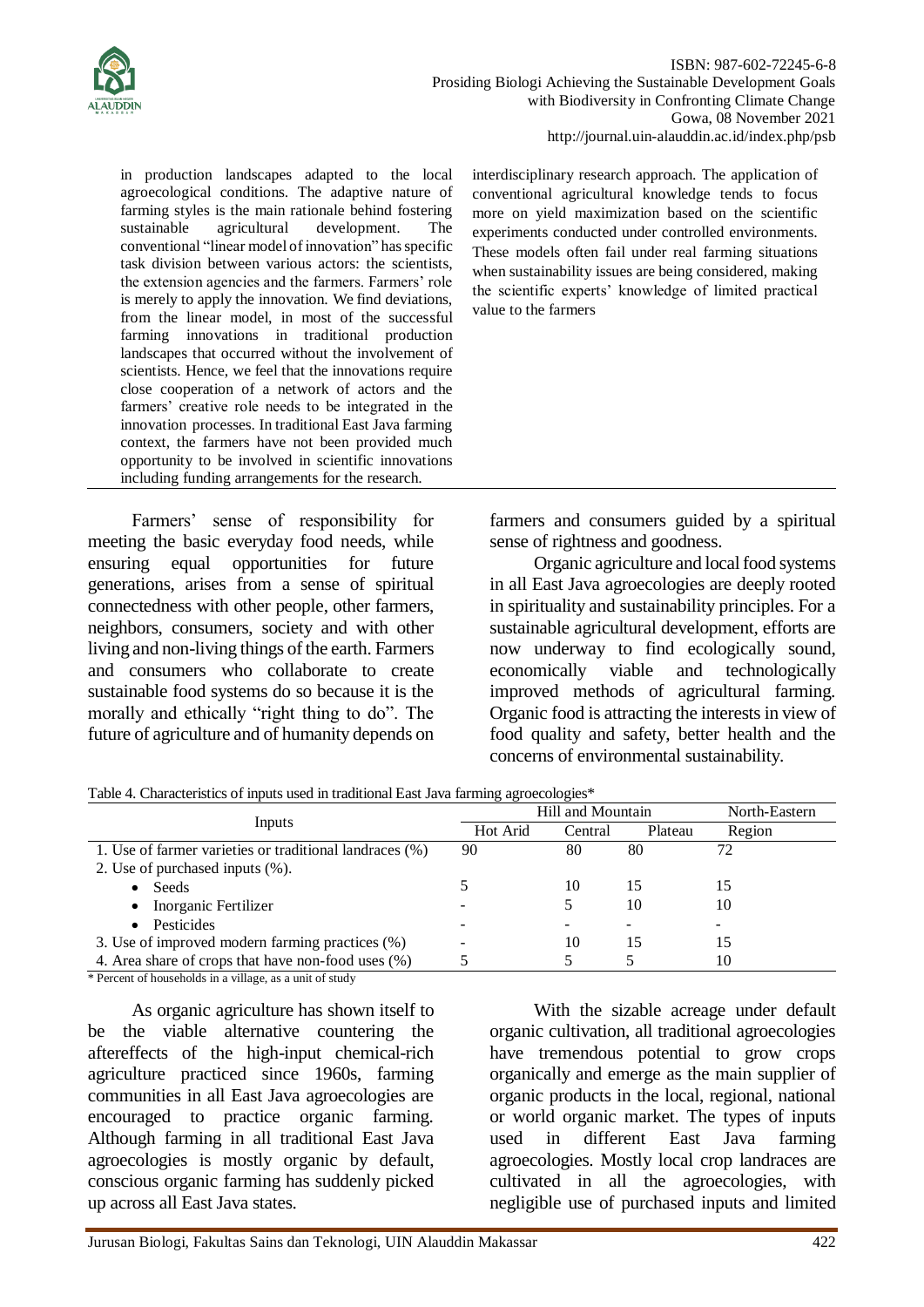in production landscapes adapted to the local agroecological conditions. The adaptive nature of farming styles is the main rationale behind fostering sustainable agricultural development. The conventional "linear model of innovation" has specific task division between various actors: the scientists, the extension agencies and the farmers. Farmers' role is merely to apply the innovation. We find deviations, from the linear model, in most of the successful farming innovations in traditional production landscapes that occurred without the involvement of scientists. Hence, we feel that the innovations require close cooperation of a network of actors and the farmers' creative role needs to be integrated in the innovation processes. In traditional East Java farming context, the farmers have not been provided much opportunity to be involved in scientific innovations including funding arrangements for the research. interdisciplinary research approach. The application of conventional agricultural knowledge tends to focus more on yield maximization based on the scientific experiments conducted under controlled environments. These models often fail under real farming situations when sustainability issues are being considered, making the scientific experts' knowledge of limited practical value to the farmers

Farmers' sense of responsibility for meeting the basic everyday food needs, while ensuring equal opportunities for future generations, arises from a sense of spiritual connectedness with other people, other farmers, neighbors, consumers, society and with other living and non-living things of the earth. Farmers and consumers who collaborate to create sustainable food systems do so because it is the morally and ethically "right thing to do". The future of agriculture and of humanity depends on farmers and consumers guided by a spiritual sense of rightness and goodness.

Organic agriculture and local food systems in all East Java agroecologies are deeply rooted in spirituality and sustainability principles. For a sustainable agricultural development, efforts are now underway to find ecologically sound, economically viable and technologically improved methods of agricultural farming. Organic food is attracting the interests in view of food quality and safety, better health and the concerns of environmental sustainability.

Table 4. Characteristics of inputs used in traditional East Java farming agroecologies*

| Inputs | Hill and Mountain | | | North-Eastern |
|---|---|---|---|---|
| | Hot Arid | Central | Plateau | Region |
| 1. Use of farmer varieties or traditional landraces (%) | 90 | 80 | 80 | 72 |
| 2. Use of purchased inputs (%). | | | | |
| • Seeds | 5 | 10 | 15 | 15 |
| • Inorganic Fertilizer | - | 5 | 10 | 10 |
| • Pesticides | - | - | - | - |
| 3. Use of improved modern farming practices (%) | - | 10 | 15 | 15 |
| 4. Area share of crops that have non-food uses (%) | 5 | 5 | 5 | 10 |

* Percent of households in a village, as a unit of study

As organic agriculture has shown itself to be the viable alternative countering the aftereffects of the high-input chemical-rich agriculture practiced since 1960s, farming communities in all East Java agroecologies are encouraged to practice organic farming. Although farming in all traditional East Java agroecologies is mostly organic by default, conscious organic farming has suddenly picked up across all East Java states.

With the sizable acreage under default organic cultivation, all traditional agroecologies have tremendous potential to grow crops organically and emerge as the main supplier of organic products in the local, regional, national or world organic market. The types of inputs used in different East Java farming agroecologies. Mostly local crop landraces are cultivated in all the agroecologies, with negligible use of purchased inputs and limited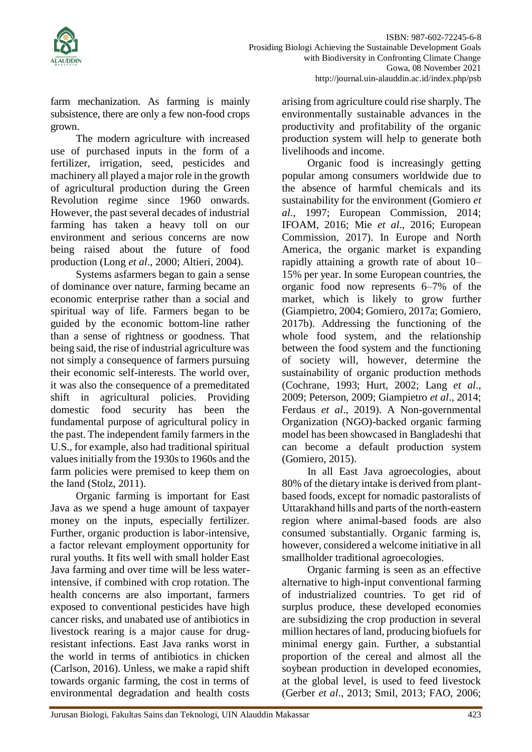farm mechanization. As farming is mainly subsistence, there are only a few non-food crops grown.

The modern agriculture with increased use of purchased inputs in the form of a fertilizer, irrigation, seed, pesticides and machinery all played a major role in the growth of agricultural production during the Green Revolution regime since 1960 onwards. However, the past several decades of industrial farming has taken a heavy toll on our environment and serious concerns are now being raised about the future of food production (Long *et al*., 2000; Altieri, 2004).

Systems asfarmers began to gain a sense of dominance over nature, farming became an economic enterprise rather than a social and spiritual way of life. Farmers began to be guided by the economic bottom-line rather than a sense of rightness or goodness. That being said, the rise of industrial agriculture was not simply a consequence of farmers pursuing their economic self-interests. The world over, it was also the consequence of a premeditated shift in agricultural policies. Providing domestic food security has been the fundamental purpose of agricultural policy in the past. The independent family farmers in the U.S., for example, also had traditional spiritual values initially from the 1930s to 1960s and the farm policies were premised to keep them on the land (Stolz, 2011).

Organic farming is important for East Java as we spend a huge amount of taxpayer money on the inputs, especially fertilizer. Further, organic production is labor-intensive, a factor relevant employment opportunity for rural youths. It fits well with small holder East Java farming and over time will be less water-intensive, if combined with crop rotation. The health concerns are also important, farmers exposed to conventional pesticides have high cancer risks, and unabated use of antibiotics in livestock rearing is a major cause for drug-resistant infections. East Java ranks worst in the world in terms of antibiotics in chicken (Carlson, 2016). Unless, we make a rapid shift towards organic farming, the cost in terms of environmental degradation and health costs arising from agriculture could rise sharply. The environmentally sustainable advances in the productivity and profitability of the organic production system will help to generate both livelihoods and income.

Organic food is increasingly getting popular among consumers worldwide due to the absence of harmful chemicals and its sustainability for the environment (Gomiero *et al*., 1997; European Commission, 2014; IFOAM, 2016; Mie *et al*., 2016; European Commission, 2017). In Europe and North America, the organic market is expanding rapidly attaining a growth rate of about 10–15% per year. In some European countries, the organic food now represents 6–7% of the market, which is likely to grow further (Giampietro, 2004; Gomiero, 2017a; Gomiero, 2017b). Addressing the functioning of the whole food system, and the relationship between the food system and the functioning of society will, however, determine the sustainability of organic production methods (Cochrane, 1993; Hurt, 2002; Lang *et al*., 2009; Peterson, 2009; Giampietro *et al*., 2014; Ferdaus *et al*., 2019). A Non-governmental Organization (NGO)-backed organic farming model has been showcased in Bangladeshi that can become a default production system (Gomiero, 2015).

In all East Java agroecologies, about 80% of the dietary intake is derived from plant-based foods, except for nomadic pastoralists of Uttarakhand hills and parts of the north-eastern region where animal-based foods are also consumed substantially. Organic farming is, however, considered a welcome initiative in all smallholder traditional agroecologies.

Organic farming is seen as an effective alternative to high-input conventional farming of industrialized countries. To get rid of surplus produce, these developed economies are subsidizing the crop production in several million hectares of land, producing biofuels for minimal energy gain. Further, a substantial proportion of the cereal and almost all the soybean production in developed economies, at the global level, is used to feed livestock (Gerber *et al*., 2013; Smil, 2013; FAO, 2006;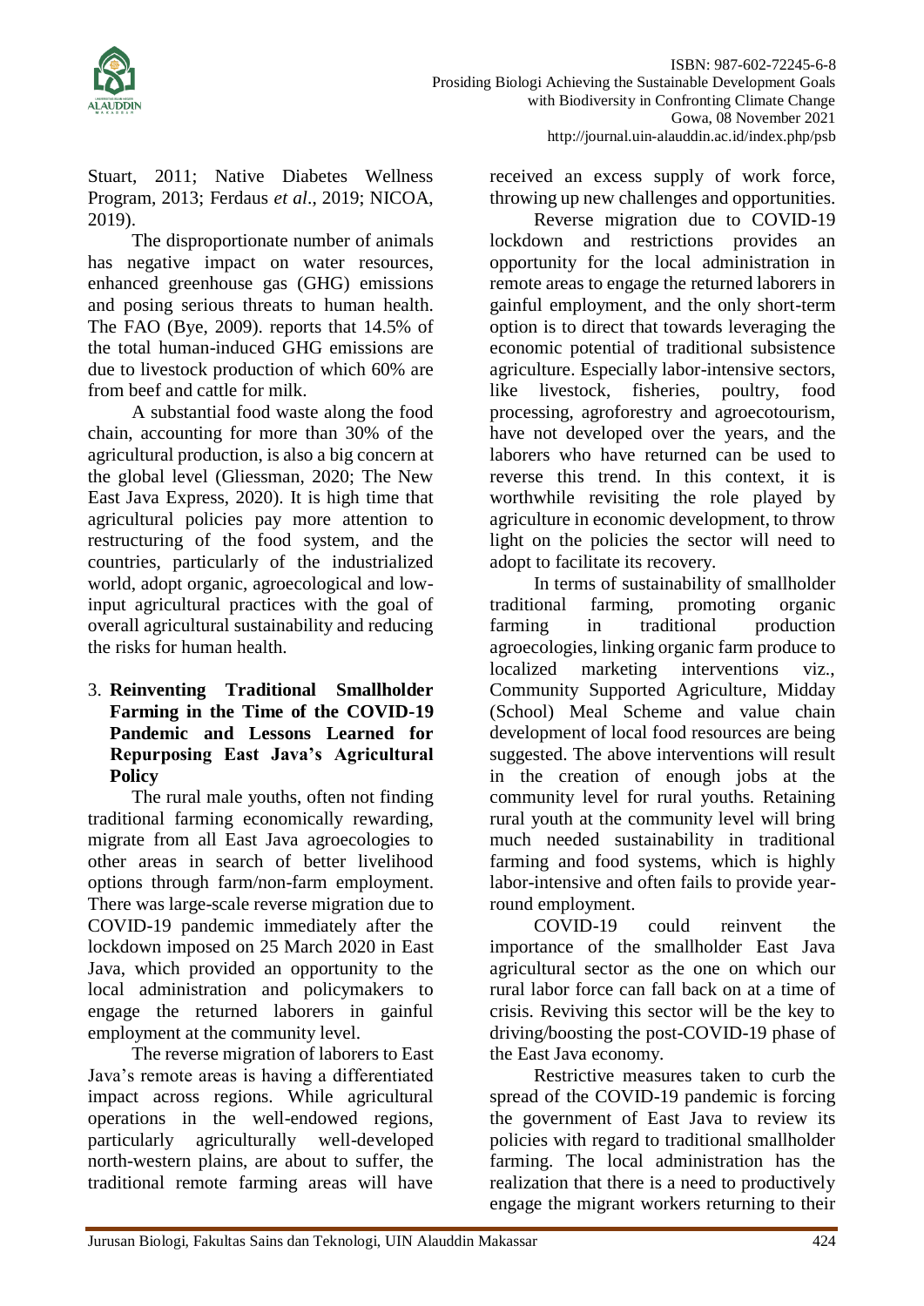Stuart, 2011; Native Diabetes Wellness Program, 2013; Ferdaus *et al*., 2019; NICOA, 2019).

The disproportionate number of animals has negative impact on water resources, enhanced greenhouse gas (GHG) emissions and posing serious threats to human health. The FAO (Bye, 2009). reports that 14.5% of the total human-induced GHG emissions are due to livestock production of which 60% are from beef and cattle for milk.

A substantial food waste along the food chain, accounting for more than 30% of the agricultural production, is also a big concern at the global level (Gliessman, 2020; The New East Java Express, 2020). It is high time that agricultural policies pay more attention to restructuring of the food system, and the countries, particularly of the industrialized world, adopt organic, agroecological and low-input agricultural practices with the goal of overall agricultural sustainability and reducing the risks for human health.

## 3. Reinventing Traditional Smallholder Farming in the Time of the COVID-19 Pandemic and Lessons Learned for Repurposing East Java's Agricultural Policy

The rural male youths, often not finding traditional farming economically rewarding, migrate from all East Java agroecologies to other areas in search of better livelihood options through farm/non-farm employment. There was large-scale reverse migration due to COVID-19 pandemic immediately after the lockdown imposed on 25 March 2020 in East Java, which provided an opportunity to the local administration and policymakers to engage the returned laborers in gainful employment at the community level.

The reverse migration of laborers to East Java's remote areas is having a differentiated impact across regions. While agricultural operations in the well-endowed regions, particularly agriculturally well-developed north-western plains, are about to suffer, the traditional remote farming areas will have received an excess supply of work force, throwing up new challenges and opportunities.

Reverse migration due to COVID-19 lockdown and restrictions provides an opportunity for the local administration in remote areas to engage the returned laborers in gainful employment, and the only short-term option is to direct that towards leveraging the economic potential of traditional subsistence agriculture. Especially labor-intensive sectors, like livestock, fisheries, poultry, food processing, agroforestry and agroecotourism, have not developed over the years, and the laborers who have returned can be used to reverse this trend. In this context, it is worthwhile revisiting the role played by agriculture in economic development, to throw light on the policies the sector will need to adopt to facilitate its recovery.

In terms of sustainability of smallholder traditional farming, promoting organic farming in traditional production agroecologies, linking organic farm produce to localized marketing interventions viz., Community Supported Agriculture, Midday (School) Meal Scheme and value chain development of local food resources are being suggested. The above interventions will result in the creation of enough jobs at the community level for rural youths. Retaining rural youth at the community level will bring much needed sustainability in traditional farming and food systems, which is highly labor-intensive and often fails to provide year-round employment.

COVID-19 could reinvent the importance of the smallholder East Java agricultural sector as the one on which our rural labor force can fall back on at a time of crisis. Reviving this sector will be the key to driving/boosting the post-COVID-19 phase of the East Java economy.

Restrictive measures taken to curb the spread of the COVID-19 pandemic is forcing the government of East Java to review its policies with regard to traditional smallholder farming. The local administration has the realization that there is a need to productively engage the migrant workers returning to their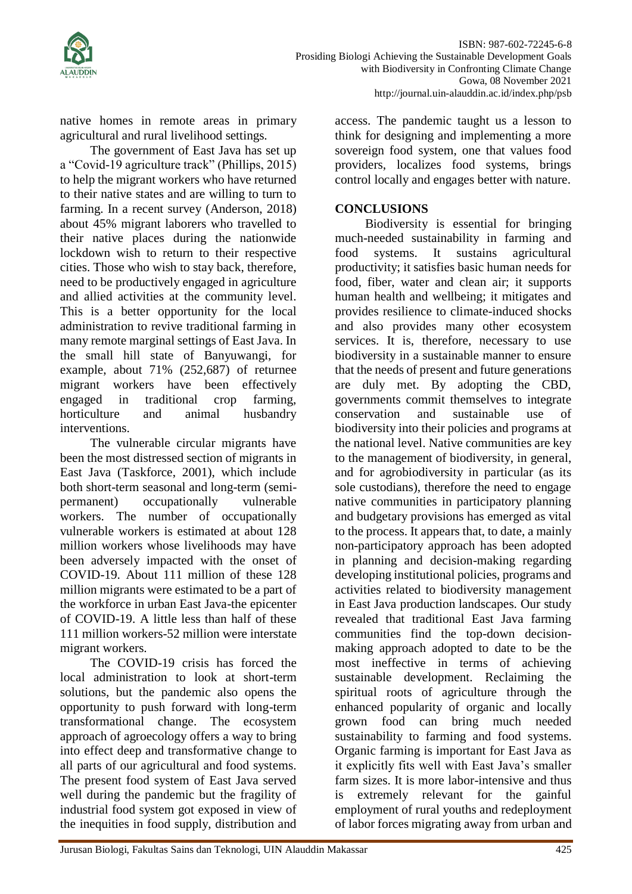native homes in remote areas in primary agricultural and rural livelihood settings.

The government of East Java has set up a "Covid-19 agriculture track" (Phillips, 2015) to help the migrant workers who have returned to their native states and are willing to turn to farming. In a recent survey (Anderson, 2018) about 45% migrant laborers who travelled to their native places during the nationwide lockdown wish to return to their respective cities. Those who wish to stay back, therefore, need to be productively engaged in agriculture and allied activities at the community level. This is a better opportunity for the local administration to revive traditional farming in many remote marginal settings of East Java. In the small hill state of Banyuwangi, for example, about 71% (252,687) of returnee migrant workers have been effectively engaged in traditional crop farming, horticulture and animal husbandry interventions.

The vulnerable circular migrants have been the most distressed section of migrants in East Java (Taskforce, 2001), which include both short-term seasonal and long-term (semi-permanent) occupationally vulnerable workers. The number of occupationally vulnerable workers is estimated at about 128 million workers whose livelihoods may have been adversely impacted with the onset of COVID-19. About 111 million of these 128 million migrants were estimated to be a part of the workforce in urban East Java-the epicenter of COVID-19. A little less than half of these 111 million workers-52 million were interstate migrant workers.

The COVID-19 crisis has forced the local administration to look at short-term solutions, but the pandemic also opens the opportunity to push forward with long-term transformational change. The ecosystem approach of agroecology offers a way to bring into effect deep and transformative change to all parts of our agricultural and food systems. The present food system of East Java served well during the pandemic but the fragility of industrial food system got exposed in view of the inequities in food supply, distribution and access. The pandemic taught us a lesson to think for designing and implementing a more sovereign food system, one that values food providers, localizes food systems, brings control locally and engages better with nature.

## CONCLUSIONS

Biodiversity is essential for bringing much-needed sustainability in farming and food systems. It sustains agricultural productivity; it satisfies basic human needs for food, fiber, water and clean air; it supports human health and wellbeing; it mitigates and provides resilience to climate-induced shocks and also provides many other ecosystem services. It is, therefore, necessary to use biodiversity in a sustainable manner to ensure that the needs of present and future generations are duly met. By adopting the CBD, governments commit themselves to integrate conservation and sustainable use of biodiversity into their policies and programs at the national level. Native communities are key to the management of biodiversity, in general, and for agrobiodiversity in particular (as its sole custodians), therefore the need to engage native communities in participatory planning and budgetary provisions has emerged as vital to the process. It appears that, to date, a mainly non-participatory approach has been adopted in planning and decision-making regarding developing institutional policies, programs and activities related to biodiversity management in East Java production landscapes. Our study revealed that traditional East Java farming communities find the top-down decision-making approach adopted to date to be the most ineffective in terms of achieving sustainable development. Reclaiming the spiritual roots of agriculture through the enhanced popularity of organic and locally grown food can bring much needed sustainability to farming and food systems. Organic farming is important for East Java as it explicitly fits well with East Java's smaller farm sizes. It is more labor-intensive and thus is extremely relevant for the gainful employment of rural youths and redeployment of labor forces migrating away from urban and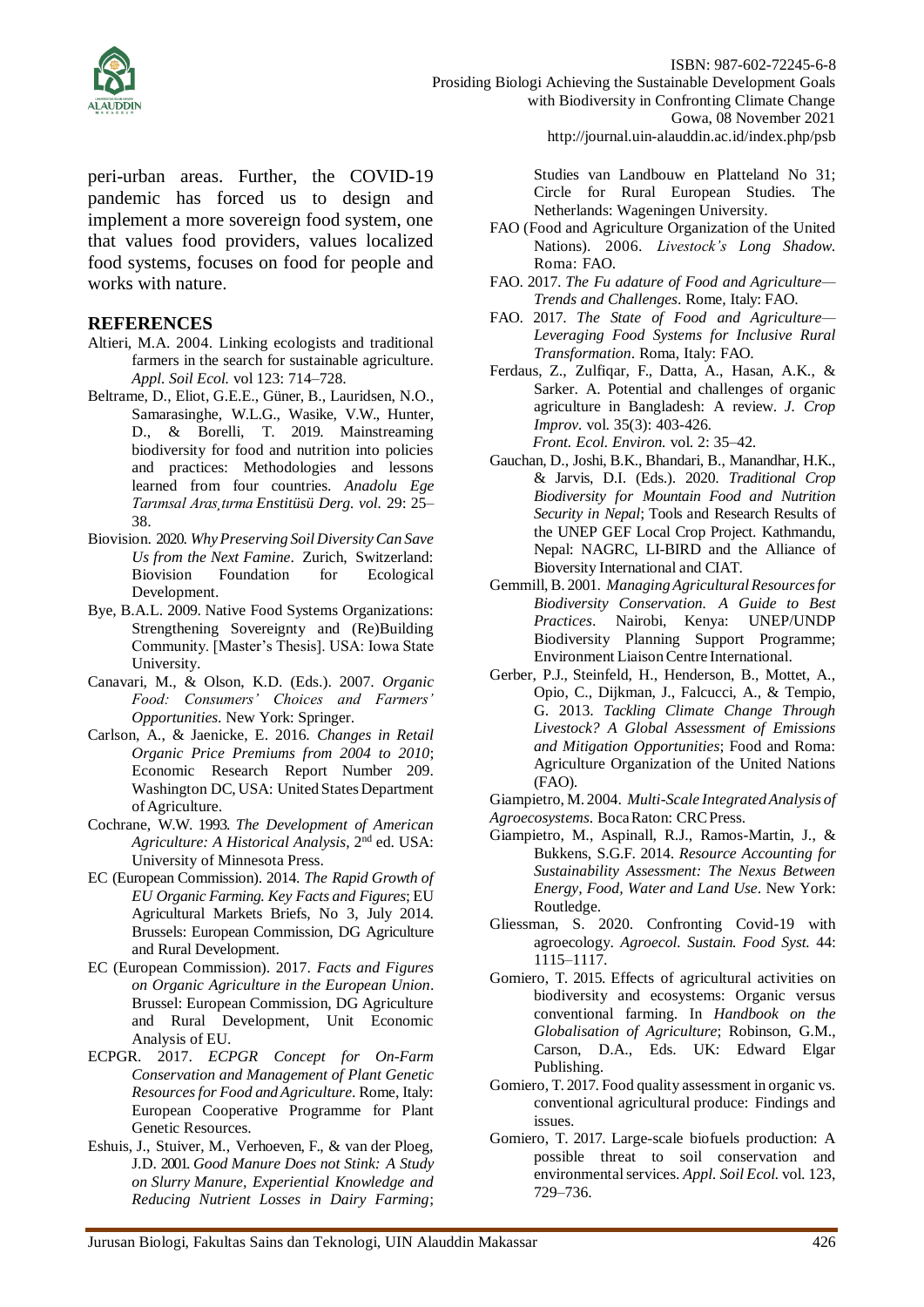peri-urban areas. Further, the COVID-19 pandemic has forced us to design and implement a more sovereign food system, one that values food providers, values localized food systems, focuses on food for people and works with nature.

## REFERENCES

Altieri, M.A. 2004. Linking ecologists and traditional farmers in the search for sustainable agriculture. *Appl. Soil Ecol.* vol 123: 714–728.

Beltrame, D., Eliot, G.E.E., Güner, B., Lauridsen, N.O., Samarasinghe, W.L.G., Wasike, V.W., Hunter, D., & Borelli, T. 2019. Mainstreaming biodiversity for food and nutrition into policies and practices: Methodologies and lessons learned from four countries. *Anadolu Ege Tarımsal Araş, tırma Enstitüsü Derg. vol.* 29: 25–38.

Biovision. 2020. *Why Preserving Soil Diversity Can Save Us from the Next Famine*. Zurich, Switzerland: Biovision Foundation for Ecological Development.

Bye, B.A.L. 2009. Native Food Systems Organizations: Strengthening Sovereignty and (Re)Building Community. [Master's Thesis]. USA: Iowa State University.

Canavari, M., & Olson, K.D. (Eds.). 2007. *Organic Food: Consumers' Choices and Farmers' Opportunities*. New York: Springer.

Carlson, A., & Jaenicke, E. 2016. *Changes in Retail Organic Price Premiums from 2004 to 2010*; Economic Research Report Number 209. Washington DC, USA: United States Department of Agriculture.

Cochrane, W.W. 1993. *The Development of American Agriculture: A Historical Analysis*, 2nd ed. USA: University of Minnesota Press.

EC (European Commission). 2014. *The Rapid Growth of EU Organic Farming. Key Facts and Figures*; EU Agricultural Markets Briefs, No 3, July 2014. Brussels: European Commission, DG Agriculture and Rural Development.

EC (European Commission). 2017. *Facts and Figures on Organic Agriculture in the European Union*. Brussel: European Commission, DG Agriculture and Rural Development, Unit Economic Analysis of EU.

ECPGR. 2017. *ECPGR Concept for On-Farm Conservation and Management of Plant Genetic Resources for Food and Agriculture*. Rome, Italy: European Cooperative Programme for Plant Genetic Resources.

Eshuis, J., Stuiver, M., Verhoeven, F., & van der Ploeg, J.D. 2001. *Good Manure Does not Stink: A Study on Slurry Manure, Experiential Knowledge and Reducing Nutrient Losses in Dairy Farming*; Studies van Landbouw en Platteland No 31; Circle for Rural European Studies. The Netherlands: Wageningen University.

FAO (Food and Agriculture Organization of the United Nations). 2006. *Livestock's Long Shadow*. Roma: FAO.

FAO. 2017. *The Fu adature of Food and Agriculture—Trends and Challenges*. Rome, Italy: FAO.

FAO. 2017. *The State of Food and Agriculture—Leveraging Food Systems for Inclusive Rural Transformation*. Roma, Italy: FAO.

Ferdaus, Z., Zulfiqar, F., Datta, A., Hasan, A.K., & Sarker. A. Potential and challenges of organic agriculture in Bangladesh: A review. *J. Crop Improv*. vol. 35(3): 403-426. *Front. Ecol. Environ.* vol. 2: 35–42.

Gauchan, D., Joshi, B.K., Bhandari, B., Manandhar, H.K., & Jarvis, D.I. (Eds.). 2020. *Traditional Crop Biodiversity for Mountain Food and Nutrition Security in Nepal*; Tools and Research Results of the UNEP GEF Local Crop Project. Kathmandu, Nepal: NAGRC, LI-BIRD and the Alliance of Bioversity International and CIAT.

Gemmill, B. 2001. *Managing Agricultural Resources for Biodiversity Conservation. A Guide to Best Practices*. Nairobi, Kenya: UNEP/UNDP Biodiversity Planning Support Programme; Environment Liaison Centre International.

Gerber, P.J., Steinfeld, H., Henderson, B., Mottet, A., Opio, C., Dijkman, J., Falcucci, A., & Tempio, G. 2013. *Tackling Climate Change Through Livestock? A Global Assessment of Emissions and Mitigation Opportunities*; Food and Roma: Agriculture Organization of the United Nations (FAO).

Giampietro, M. 2004. *Multi-Scale Integrated Analysis of Agroecosystems*. Boca Raton: CRC Press.

Giampietro, M., Aspinall, R.J., Ramos-Martin, J., & Bukkens, S.G.F. 2014. *Resource Accounting for Sustainability Assessment: The Nexus Between Energy, Food, Water and Land Use*. New York: Routledge.

Gliessman, S. 2020. Confronting Covid-19 with agroecology. *Agroecol. Sustain. Food Syst.* 44: 1115–1117.

Gomiero, T. 2015. Effects of agricultural activities on biodiversity and ecosystems: Organic versus conventional farming. In *Handbook on the Globalisation of Agriculture*; Robinson, G.M., Carson, D.A., Eds. UK: Edward Elgar Publishing.

Gomiero, T. 2017. Food quality assessment in organic vs. conventional agricultural produce: Findings and issues.

Gomiero, T. 2017. Large-scale biofuels production: A possible threat to soil conservation and environmental services. *Appl. Soil Ecol.* vol. 123, 729–736.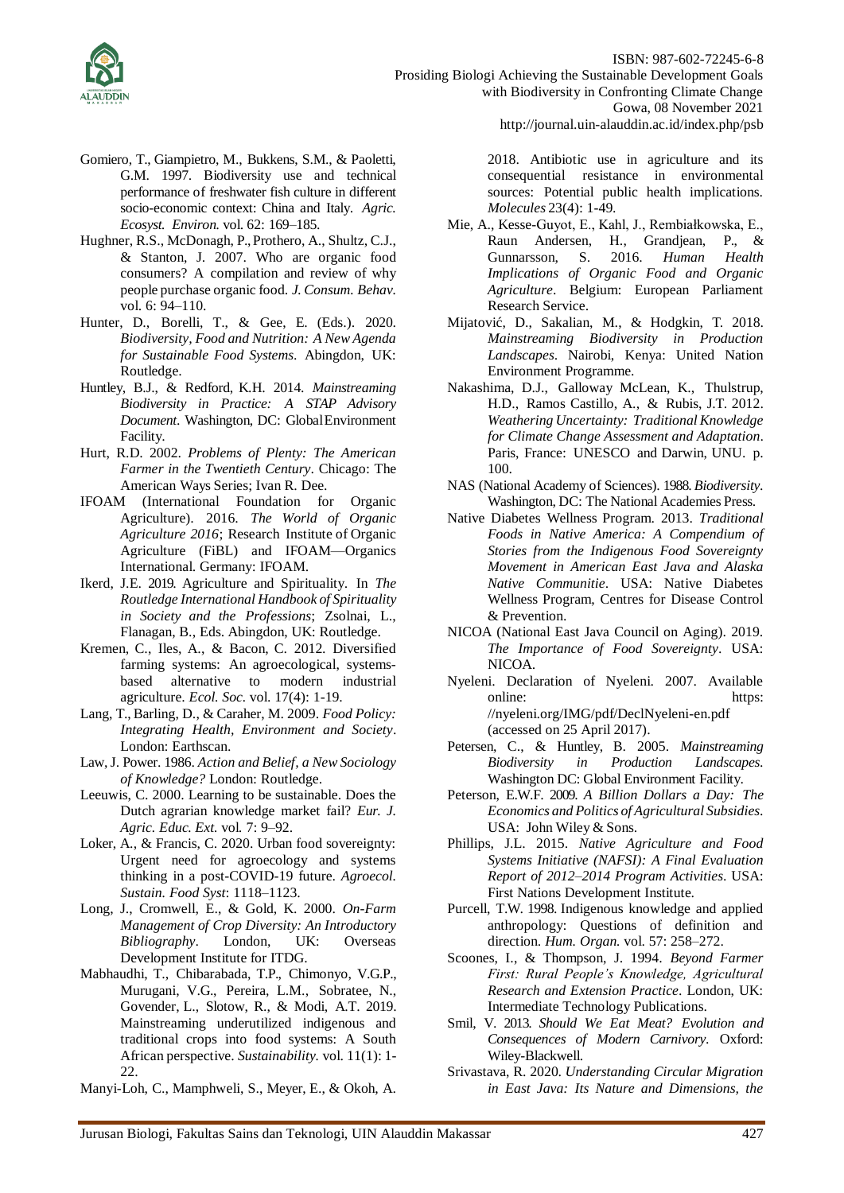Gomiero, T., Giampietro, M., Bukkens, S.M., & Paoletti, G.M. 1997. Biodiversity use and technical performance of freshwater fish culture in different socio-economic context: China and Italy. *Agric. Ecosyst. Environ.* vol. 62: 169–185.

Hughner, R.S., McDonagh, P., Prothero, A., Shultz, C.J., & Stanton, J. 2007. Who are organic food consumers? A compilation and review of why people purchase organic food. *J. Consum. Behav.* vol. 6: 94–110.

Hunter, D., Borelli, T., & Gee, E. (Eds.). 2020. *Biodiversity, Food and Nutrition: A New Agenda for Sustainable Food Systems*. Abingdon, UK: Routledge.

Huntley, B.J., & Redford, K.H. 2014. *Mainstreaming Biodiversity in Practice: A STAP Advisory Document.* Washington, DC: Global Environment Facility.

Hurt, R.D. 2002. *Problems of Plenty: The American Farmer in the Twentieth Century*. Chicago: The American Ways Series; Ivan R. Dee.

IFOAM (International Foundation for Organic Agriculture). 2016. *The World of Organic Agriculture 2016*; Research Institute of Organic Agriculture (FiBL) and IFOAM—Organics International. Germany: IFOAM.

Ikerd, J.E. 2019. Agriculture and Spirituality. In *The Routledge International Handbook of Spirituality in Society and the Professions*; Zsolnai, L., Flanagan, B., Eds. Abingdon, UK: Routledge.

Kremen, C., Iles, A., & Bacon, C. 2012. Diversified farming systems: An agroecological, systems-based alternative to modern industrial agriculture. *Ecol. Soc.* vol. 17(4): 1-19.

Lang, T., Barling, D., & Caraher, M. 2009. *Food Policy: Integrating Health, Environment and Society*. London: Earthscan.

Law, J. Power. 1986. *Action and Belief, a New Sociology of Knowledge?* London: Routledge.

Leeuwis, C. 2000. Learning to be sustainable. Does the Dutch agrarian knowledge market fail? *Eur. J. Agric. Educ. Ext.* vol. 7: 9–92.

Loker, A., & Francis, C. 2020. Urban food sovereignty: Urgent need for agroecology and systems thinking in a post-COVID-19 future. *Agroecol. Sustain. Food Syst*: 1118–1123.

Long, J., Cromwell, E., & Gold, K. 2000. *On-Farm Management of Crop Diversity: An Introductory Bibliography*. London, UK: Overseas Development Institute for ITDG.

Mabhaudhi, T., Chibarabada, T.P., Chimonyo, V.G.P., Murugani, V.G., Pereira, L.M., Sobratee, N., Govender, L., Slotow, R., & Modi, A.T. 2019. Mainstreaming underutilized indigenous and traditional crops into food systems: A South African perspective. *Sustainability.* vol. 11(1): 1-22.

Manyi-Loh, C., Mamphweli, S., Meyer, E., & Okoh, A. 2018. Antibiotic use in agriculture and its consequential resistance in environmental sources: Potential public health implications. *Molecules* 23(4): 1-49.

Mie, A., Kesse-Guyot, E., Kahl, J., Rembiałkowska, E., Raun Andersen, H., Grandjean, P., & Gunnarsson, S. 2016. *Human Health Implications of Organic Food and Organic Agriculture*. Belgium: European Parliament Research Service.

Mijatović, D., Sakalian, M., & Hodgkin, T. 2018. *Mainstreaming Biodiversity in Production Landscapes*. Nairobi, Kenya: United Nation Environment Programme.

Nakashima, D.J., Galloway McLean, K., Thulstrup, H.D., Ramos Castillo, A., & Rubis, J.T. 2012. *Weathering Uncertainty: Traditional Knowledge for Climate Change Assessment and Adaptation*. Paris, France: UNESCO and Darwin, UNU. p. 100.

NAS (National Academy of Sciences). 1988. *Biodiversity.* Washington, DC: The National Academies Press.

Native Diabetes Wellness Program. 2013. *Traditional Foods in Native America: A Compendium of Stories from the Indigenous Food Sovereignty Movement in American East Java and Alaska Native Communitie*. USA: Native Diabetes Wellness Program, Centres for Disease Control & Prevention.

NICOA (National East Java Council on Aging). 2019. *The Importance of Food Sovereignty*. USA: NICOA.

Nyeleni. Declaration of Nyeleni. 2007. Available online: https: //nyeleni.org/IMG/pdf/DeclNyeleni-en.pdf (accessed on 25 April 2017).

Petersen, C., & Huntley, B. 2005. *Mainstreaming Biodiversity in Production Landscapes.* Washington DC: Global Environment Facility.

Peterson, E.W.F. 2009. *A Billion Dollars a Day: The Economics and Politics of Agricultural Subsidies*. USA: John Wiley & Sons.

Phillips, J.L. 2015. *Native Agriculture and Food Systems Initiative (NAFSI): A Final Evaluation Report of 2012–2014 Program Activities*. USA: First Nations Development Institute.

Purcell, T.W. 1998. Indigenous knowledge and applied anthropology: Questions of definition and direction. *Hum. Organ.* vol. 57: 258–272.

Scoones, I., & Thompson, J. 1994. *Beyond Farmer First: Rural People's Knowledge, Agricultural Research and Extension Practice*. London, UK: Intermediate Technology Publications.

Smil, V. 2013. *Should We Eat Meat? Evolution and Consequences of Modern Carnivory.* Oxford: Wiley-Blackwell.

Srivastava, R. 2020. *Understanding Circular Migration in East Java: Its Nature and Dimensions, the*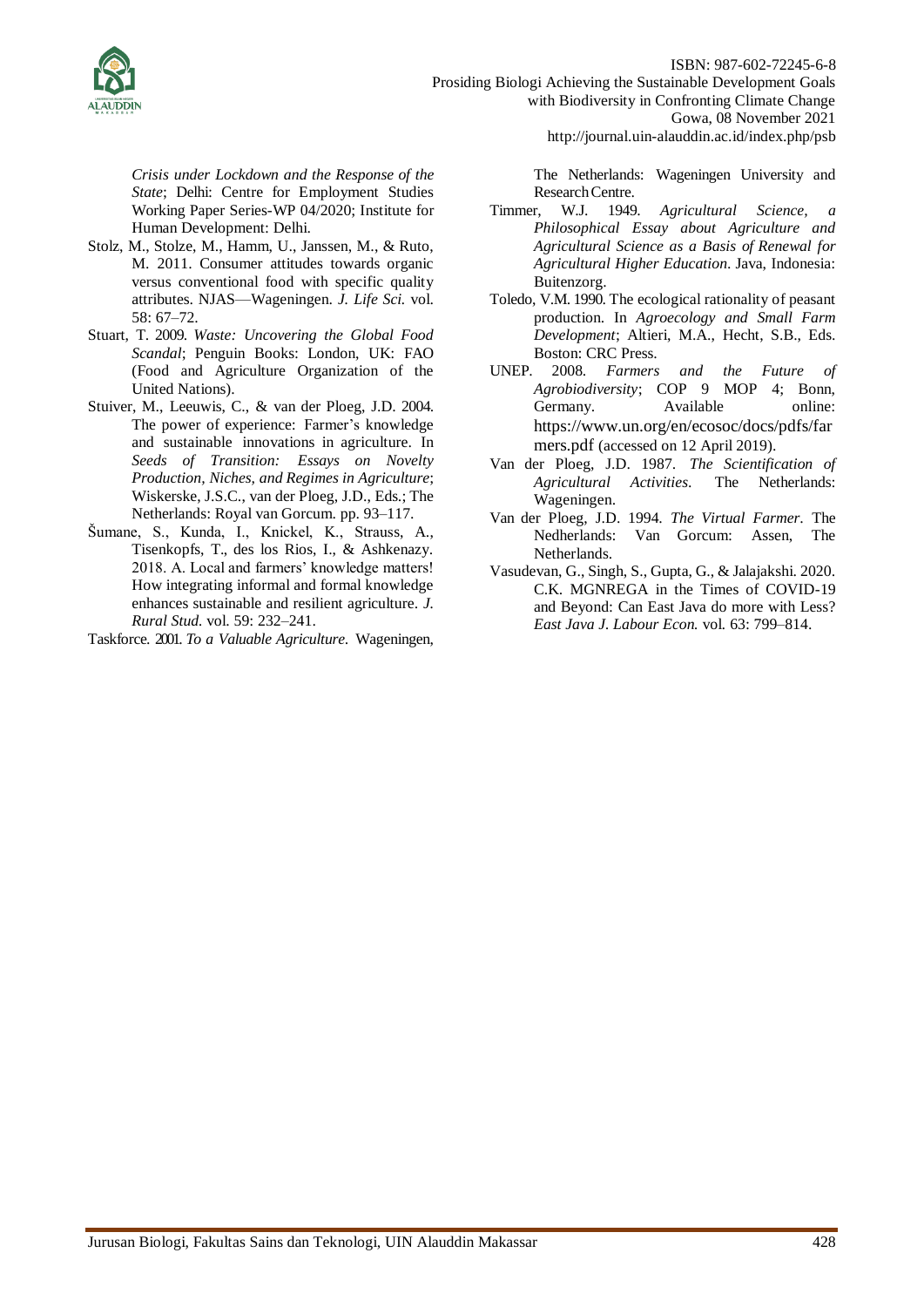*Crisis under Lockdown and the Response of the State*; Delhi: Centre for Employment Studies Working Paper Series-WP 04/2020; Institute for Human Development: Delhi.

Stolz, M., Stolze, M., Hamm, U., Janssen, M., & Ruto, M. 2011. Consumer attitudes towards organic versus conventional food with specific quality attributes. NJAS—Wageningen. *J. Life Sci.* vol. 58: 67–72.

Stuart, T. 2009. *Waste: Uncovering the Global Food Scandal*; Penguin Books: London, UK: FAO (Food and Agriculture Organization of the United Nations).

Stuiver, M., Leeuwis, C., & van der Ploeg, J.D. 2004. The power of experience: Farmer's knowledge and sustainable innovations in agriculture. In *Seeds of Transition: Essays on Novelty Production, Niches, and Regimes in Agriculture*; Wiskerske, J.S.C., van der Ploeg, J.D., Eds.; The Netherlands: Royal van Gorcum. pp. 93–117.

Šumane, S., Kunda, I., Knickel, K., Strauss, A., Tisenkopfs, T., des los Rios, I., & Ashkenazy. 2018. A. Local and farmers' knowledge matters! How integrating informal and formal knowledge enhances sustainable and resilient agriculture. *J. Rural Stud.* vol. 59: 232–241.

Taskforce. 2001. *To a Valuable Agriculture*. Wageningen, The Netherlands: Wageningen University and Research Centre.

Timmer, W.J. 1949. *Agricultural Science, a Philosophical Essay about Agriculture and Agricultural Science as a Basis of Renewal for Agricultural Higher Education*. Java, Indonesia: Buitenzorg.

Toledo, V.M. 1990. The ecological rationality of peasant production. In *Agroecology and Small Farm Development*; Altieri, M.A., Hecht, S.B., Eds. Boston: CRC Press.

UNEP. 2008. *Farmers and the Future of Agrobiodiversity*; COP 9 MOP 4; Bonn, Germany. Available online: https://www.un.org/en/ecosoc/docs/pdfs/farmers.pdf (accessed on 12 April 2019).

Van der Ploeg, J.D. 1987. *The Scientification of Agricultural Activities*. The Netherlands: Wageningen.

Van der Ploeg, J.D. 1994. *The Virtual Farmer*. The Nedherlands: Van Gorcum: Assen, The Netherlands.

Vasudevan, G., Singh, S., Gupta, G., & Jalajakshi. 2020. C.K. MGNREGA in the Times of COVID-19 and Beyond: Can East Java do more with Less? *East Java J. Labour Econ.* vol. 63: 799–814.